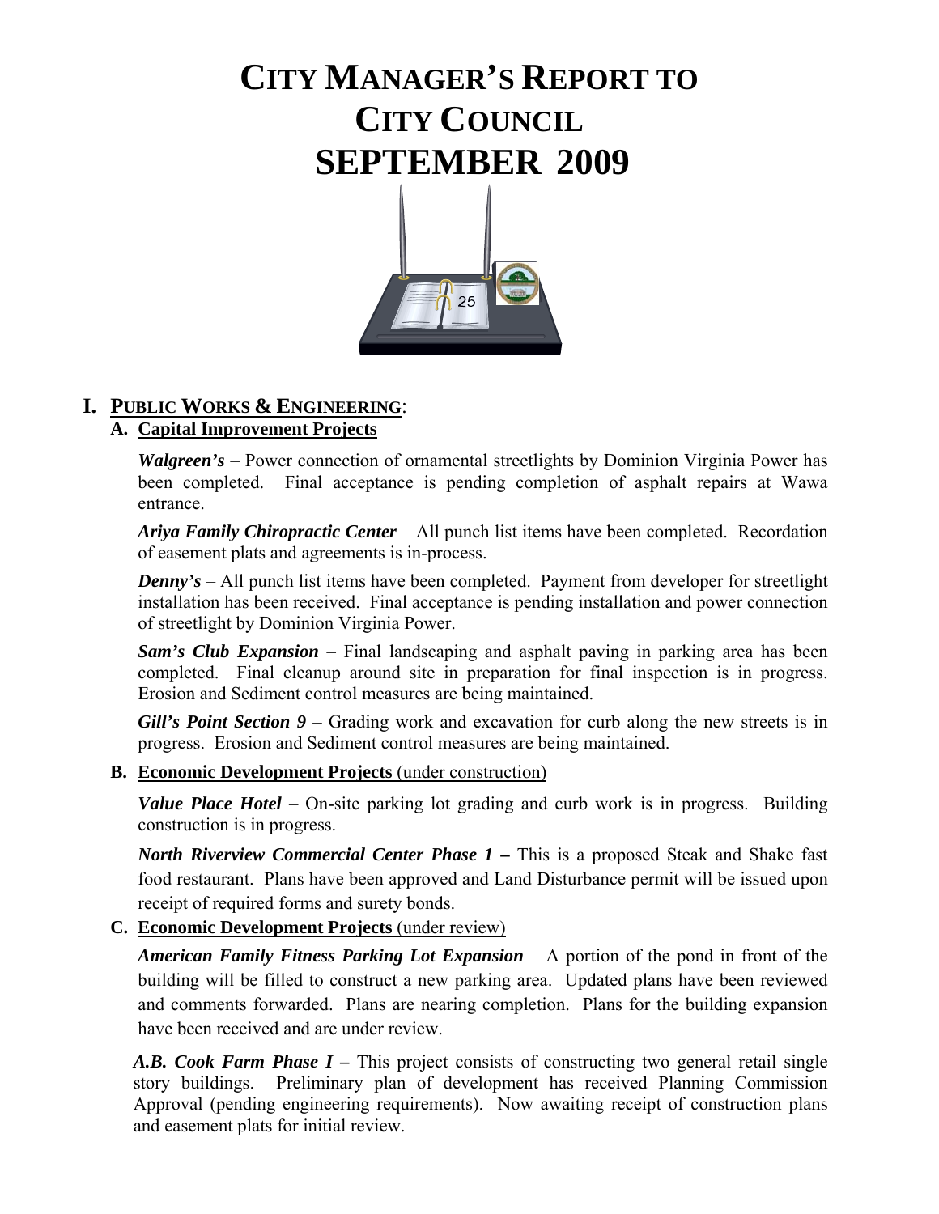# CITY MANAGER'S REPORT TO CITY COUNCIL SEPTEMBER 2009

## I. PUBLIC WORKS & ENGINEERING:

### A. Capital Improvement Projects

***Walgreen's*** – Power connection of ornamental streetlights by Dominion Virginia Power has been completed. Final acceptance is pending completion of asphalt repairs at Wawa entrance.

***Ariya Family Chiropractic Center*** – All punch list items have been completed. Recordation of easement plats and agreements is in-process.

***Denny's*** – All punch list items have been completed. Payment from developer for streetlight installation has been received. Final acceptance is pending installation and power connection of streetlight by Dominion Virginia Power.

***Sam's Club Expansion*** – Final landscaping and asphalt paving in parking area has been completed. Final cleanup around site in preparation for final inspection is in progress. Erosion and Sediment control measures are being maintained.

***Gill's Point Section 9*** – Grading work and excavation for curb along the new streets is in progress. Erosion and Sediment control measures are being maintained.

### B. Economic Development Projects (under construction)

***Value Place Hotel*** – On-site parking lot grading and curb work is in progress. Building construction is in progress.

***North Riverview Commercial Center Phase 1*** **–** This is a proposed Steak and Shake fast food restaurant. Plans have been approved and Land Disturbance permit will be issued upon receipt of required forms and surety bonds.

### C. Economic Development Projects (under review)

***American Family Fitness Parking Lot Expansion*** – A portion of the pond in front of the building will be filled to construct a new parking area. Updated plans have been reviewed and comments forwarded. Plans are nearing completion. Plans for the building expansion have been received and are under review.

***A.B. Cook Farm Phase I*** **–** This project consists of constructing two general retail single story buildings. Preliminary plan of development has received Planning Commission Approval (pending engineering requirements). Now awaiting receipt of construction plans and easement plats for initial review.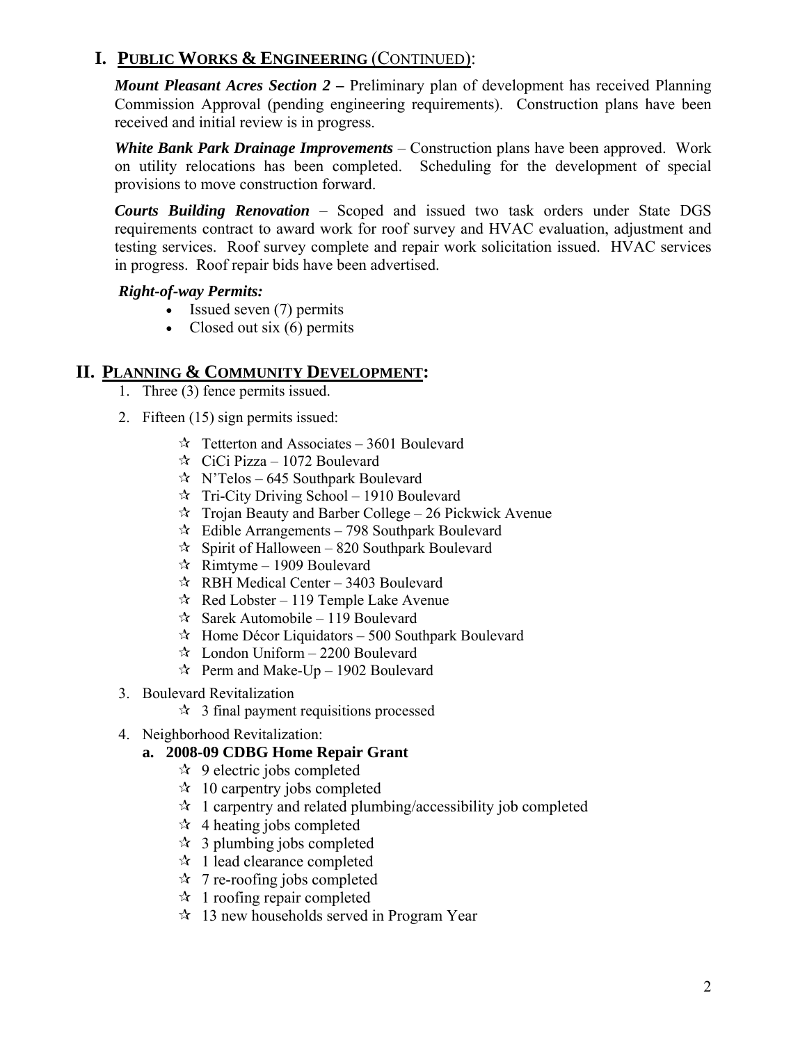# I. PUBLIC WORKS & ENGINEERING (CONTINUED):

***Mount Pleasant Acres Section 2 –*** Preliminary plan of development has received Planning Commission Approval (pending engineering requirements). Construction plans have been received and initial review is in progress.

***White Bank Park Drainage Improvements*** – Construction plans have been approved. Work on utility relocations has been completed. Scheduling for the development of special provisions to move construction forward.

***Courts Building Renovation*** – Scoped and issued two task orders under State DGS requirements contract to award work for roof survey and HVAC evaluation, adjustment and testing services. Roof survey complete and repair work solicitation issued. HVAC services in progress. Roof repair bids have been advertised.

***Right-of-way Permits:***

- Issued seven (7) permits
- Closed out six (6) permits

# II. PLANNING & COMMUNITY DEVELOPMENT:

1. Three (3) fence permits issued.
2. Fifteen (15) sign permits issued:
   - ☆ Tetterton and Associates – 3601 Boulevard
   - ☆ CiCi Pizza – 1072 Boulevard
   - ☆ N'Telos – 645 Southpark Boulevard
   - ☆ Tri-City Driving School – 1910 Boulevard
   - ☆ Trojan Beauty and Barber College – 26 Pickwick Avenue
   - ☆ Edible Arrangements – 798 Southpark Boulevard
   - ☆ Spirit of Halloween – 820 Southpark Boulevard
   - ☆ Rimtyme – 1909 Boulevard
   - ☆ RBH Medical Center – 3403 Boulevard
   - ☆ Red Lobster – 119 Temple Lake Avenue
   - ☆ Sarek Automobile – 119 Boulevard
   - ☆ Home Décor Liquidators – 500 Southpark Boulevard
   - ☆ London Uniform – 2200 Boulevard
   - ☆ Perm and Make-Up – 1902 Boulevard
3. Boulevard Revitalization
   - ☆ 3 final payment requisitions processed
4. Neighborhood Revitalization:

   **a. 2008-09 CDBG Home Repair Grant**
   - ☆ 9 electric jobs completed
   - ☆ 10 carpentry jobs completed
   - ☆ 1 carpentry and related plumbing/accessibility job completed
   - ☆ 4 heating jobs completed
   - ☆ 3 plumbing jobs completed
   - ☆ 1 lead clearance completed
   - ☆ 7 re-roofing jobs completed
   - ☆ 1 roofing repair completed
   - ☆ 13 new households served in Program Year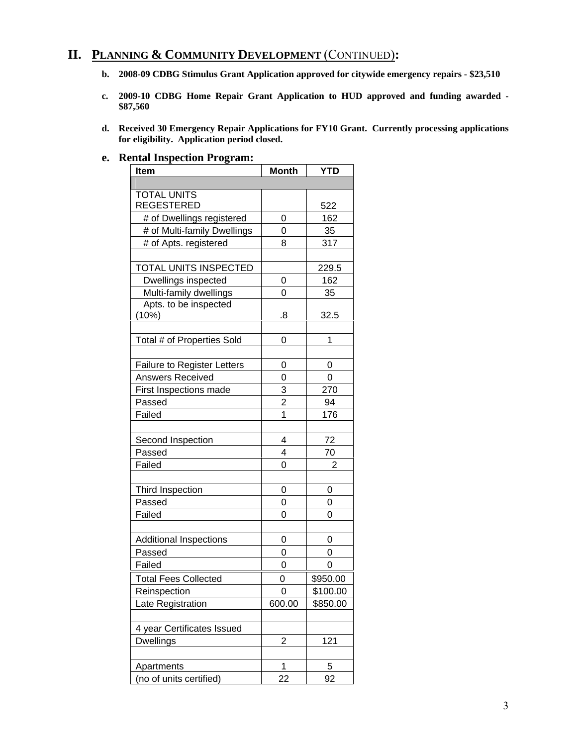## II. PLANNING & COMMUNITY DEVELOPMENT (CONTINUED):

**b. 2008-09 CDBG Stimulus Grant Application approved for citywide emergency repairs - $23,510**

**c. 2009-10 CDBG Home Repair Grant Application to HUD approved and funding awarded - $87,560**

**d. Received 30 Emergency Repair Applications for FY10 Grant. Currently processing applications for eligibility. Application period closed.**

### e. Rental Inspection Program:

| Item | Month | YTD |
|---|---|---|
| | | |
| TOTAL UNITS REGESTERED | | 522 |
| # of Dwellings registered | 0 | 162 |
| # of Multi-family Dwellings | 0 | 35 |
| # of Apts. registered | 8 | 317 |
| | | |
| TOTAL UNITS INSPECTED | | 229.5 |
| Dwellings inspected | 0 | 162 |
| Multi-family dwellings | 0 | 35 |
| Apts. to be inspected (10%) | .8 | 32.5 |
| | | |
| Total # of Properties Sold | 0 | 1 |
| | | |
| Failure to Register Letters | 0 | 0 |
| Answers Received | 0 | 0 |
| First Inspections made | 3 | 270 |
| Passed | 2 | 94 |
| Failed | 1 | 176 |
| | | |
| Second Inspection | 4 | 72 |
| Passed | 4 | 70 |
| Failed | 0 | 2 |
| | | |
| Third Inspection | 0 | 0 |
| Passed | 0 | 0 |
| Failed | 0 | 0 |
| | | |
| Additional Inspections | 0 | 0 |
| Passed | 0 | 0 |
| Failed | 0 | 0 |
| Total Fees Collected | 0 | $950.00 |
| Reinspection | 0 | $100.00 |
| Late Registration | 600.00 | $850.00 |
| | | |
| 4 year Certificates Issued | | |
| Dwellings | 2 | 121 |
| | | |
| Apartments | 1 | 5 |
| (no of units certified) | 22 | 92 |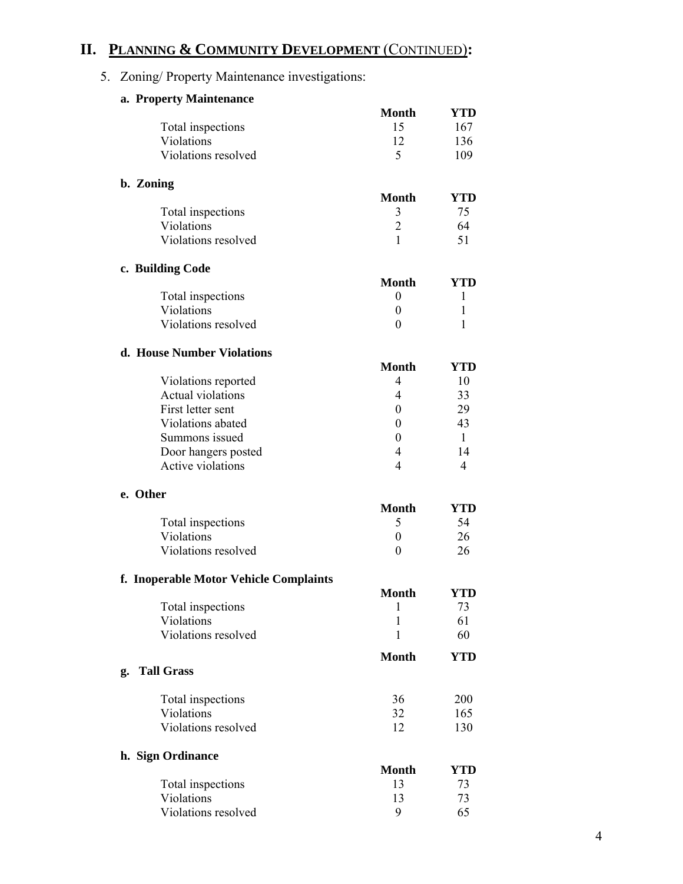## II. PLANNING & COMMUNITY DEVELOPMENT (CONTINUED):

5. Zoning/ Property Maintenance investigations:

**a. Property Maintenance**

| | Month | YTD |
|---|---|---|
| Total inspections | 15 | 167 |
| Violations | 12 | 136 |
| Violations resolved | 5 | 109 |

**b. Zoning**

| | Month | YTD |
|---|---|---|
| Total inspections | 3 | 75 |
| Violations | 2 | 64 |
| Violations resolved | 1 | 51 |

**c. Building Code**

| | Month | YTD |
|---|---|---|
| Total inspections | 0 | 1 |
| Violations | 0 | 1 |
| Violations resolved | 0 | 1 |

**d. House Number Violations**

| | Month | YTD |
|---|---|---|
| Violations reported | 4 | 10 |
| Actual violations | 4 | 33 |
| First letter sent | 0 | 29 |
| Violations abated | 0 | 43 |
| Summons issued | 0 | 1 |
| Door hangers posted | 4 | 14 |
| Active violations | 4 | 4 |

**e. Other**

| | Month | YTD |
|---|---|---|
| Total inspections | 5 | 54 |
| Violations | 0 | 26 |
| Violations resolved | 0 | 26 |

**f. Inoperable Motor Vehicle Complaints**

| | Month | YTD |
|---|---|---|
| Total inspections | 1 | 73 |
| Violations | 1 | 61 |
| Violations resolved | 1 | 60 |

**g. Tall Grass**

| | Month | YTD |
|---|---|---|
| Total inspections | 36 | 200 |
| Violations | 32 | 165 |
| Violations resolved | 12 | 130 |

**h. Sign Ordinance**

| | Month | YTD |
|---|---|---|
| Total inspections | 13 | 73 |
| Violations | 13 | 73 |
| Violations resolved | 9 | 65 |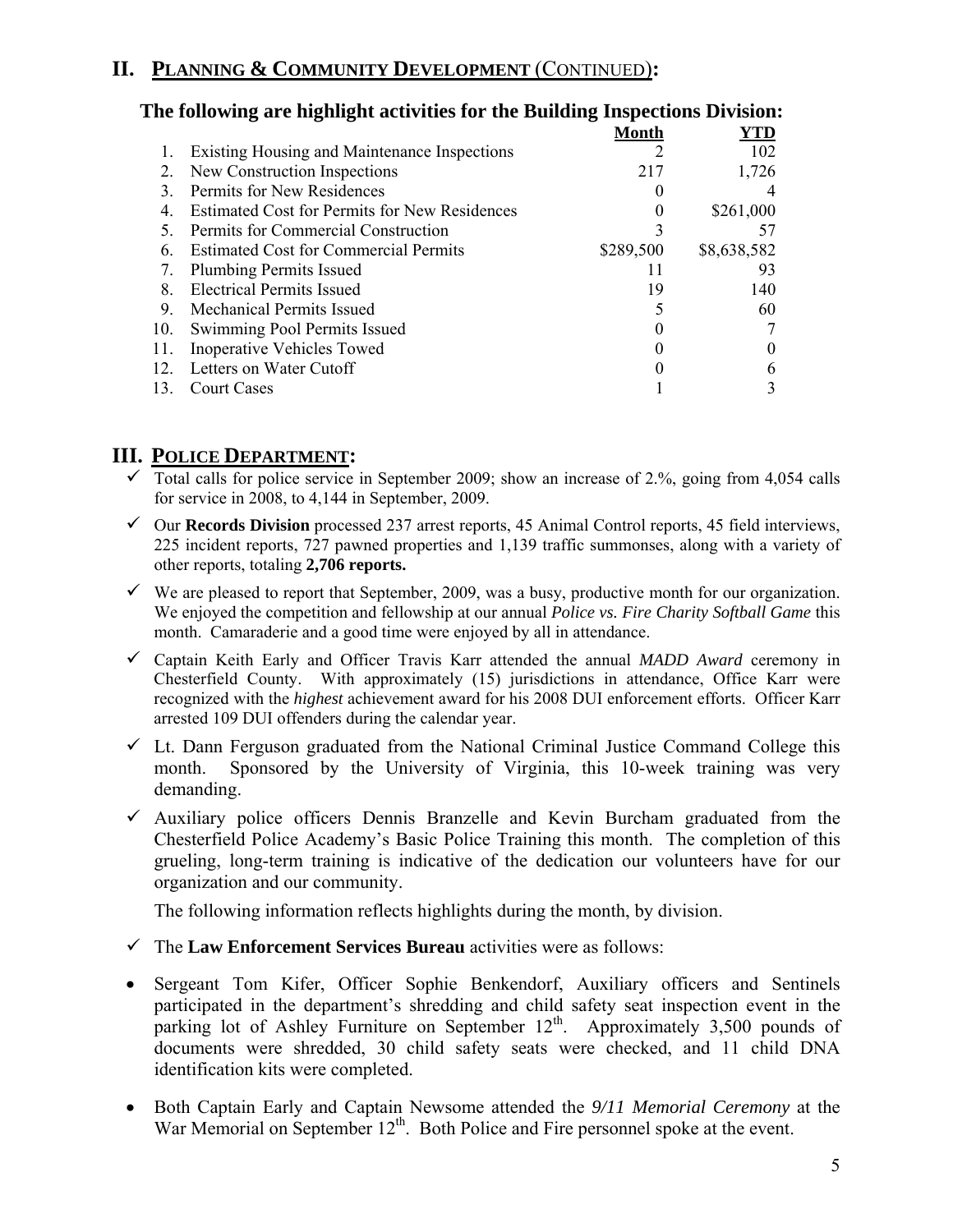## II. PLANNING & COMMUNITY DEVELOPMENT (CONTINUED):

### The following are highlight activities for the Building Inspections Division:

| | | Month | YTD |
|---|---|---|---|
| 1. | Existing Housing and Maintenance Inspections | 2 | 102 |
| 2. | New Construction Inspections | 217 | 1,726 |
| 3. | Permits for New Residences | 0 | 4 |
| 4. | Estimated Cost for Permits for New Residences | 0 | $261,000 |
| 5. | Permits for Commercial Construction | 3 | 57 |
| 6. | Estimated Cost for Commercial Permits | $289,500 | $8,638,582 |
| 7. | Plumbing Permits Issued | 11 | 93 |
| 8. | Electrical Permits Issued | 19 | 140 |
| 9. | Mechanical Permits Issued | 5 | 60 |
| 10. | Swimming Pool Permits Issued | 0 | 7 |
| 11. | Inoperative Vehicles Towed | 0 | 0 |
| 12. | Letters on Water Cutoff | 0 | 6 |
| 13. | Court Cases | 1 | 3 |

## III. POLICE DEPARTMENT:

- ✓ Total calls for police service in September 2009; show an increase of 2.%, going from 4,054 calls for service in 2008, to 4,144 in September, 2009.
- ✓ Our **Records Division** processed 237 arrest reports, 45 Animal Control reports, 45 field interviews, 225 incident reports, 727 pawned properties and 1,139 traffic summonses, along with a variety of other reports, totaling **2,706 reports.**
- ✓ We are pleased to report that September, 2009, was a busy, productive month for our organization. We enjoyed the competition and fellowship at our annual *Police vs. Fire Charity Softball Game* this month. Camaraderie and a good time were enjoyed by all in attendance.
- ✓ Captain Keith Early and Officer Travis Karr attended the annual *MADD Award* ceremony in Chesterfield County. With approximately (15) jurisdictions in attendance, Office Karr were recognized with the *highest* achievement award for his 2008 DUI enforcement efforts. Officer Karr arrested 109 DUI offenders during the calendar year.
- ✓ Lt. Dann Ferguson graduated from the National Criminal Justice Command College this month. Sponsored by the University of Virginia, this 10-week training was very demanding.
- ✓ Auxiliary police officers Dennis Branzelle and Kevin Burcham graduated from the Chesterfield Police Academy's Basic Police Training this month. The completion of this grueling, long-term training is indicative of the dedication our volunteers have for our organization and our community.

  The following information reflects highlights during the month, by division.

- ✓ The **Law Enforcement Services Bureau** activities were as follows:

- Sergeant Tom Kifer, Officer Sophie Benkendorf, Auxiliary officers and Sentinels participated in the department's shredding and child safety seat inspection event in the parking lot of Ashley Furniture on September 12th. Approximately 3,500 pounds of documents were shredded, 30 child safety seats were checked, and 11 child DNA identification kits were completed.
- Both Captain Early and Captain Newsome attended the *9/11 Memorial Ceremony* at the War Memorial on September 12th. Both Police and Fire personnel spoke at the event.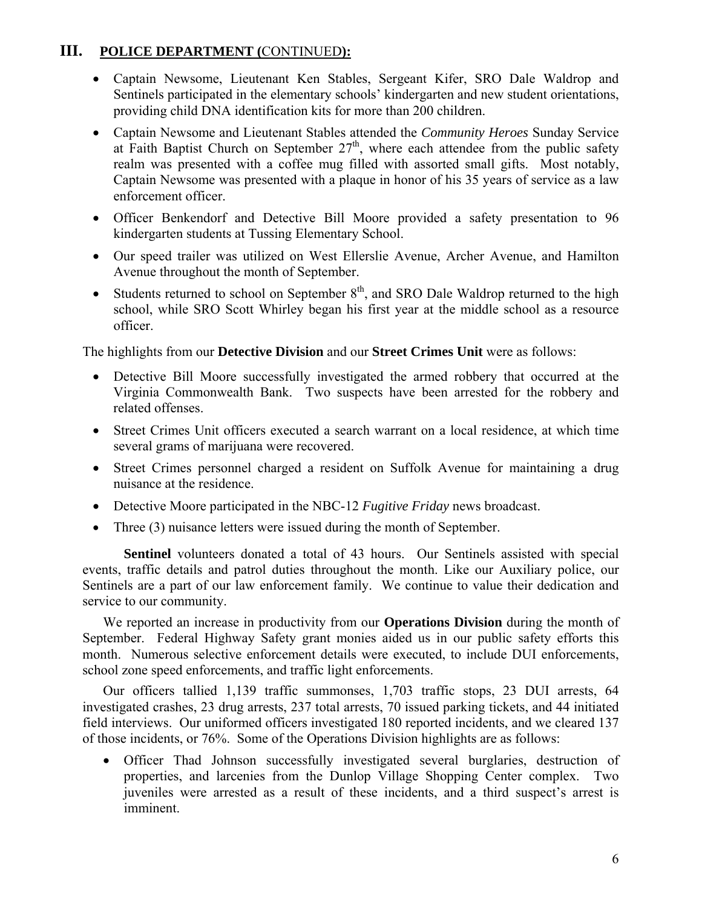# III. POLICE DEPARTMENT (CONTINUED):

- Captain Newsome, Lieutenant Ken Stables, Sergeant Kifer, SRO Dale Waldrop and Sentinels participated in the elementary schools' kindergarten and new student orientations, providing child DNA identification kits for more than 200 children.
- Captain Newsome and Lieutenant Stables attended the *Community Heroes* Sunday Service at Faith Baptist Church on September 27th, where each attendee from the public safety realm was presented with a coffee mug filled with assorted small gifts. Most notably, Captain Newsome was presented with a plaque in honor of his 35 years of service as a law enforcement officer.
- Officer Benkendorf and Detective Bill Moore provided a safety presentation to 96 kindergarten students at Tussing Elementary School.
- Our speed trailer was utilized on West Ellerslie Avenue, Archer Avenue, and Hamilton Avenue throughout the month of September.
- Students returned to school on September 8th, and SRO Dale Waldrop returned to the high school, while SRO Scott Whirley began his first year at the middle school as a resource officer.

The highlights from our **Detective Division** and our **Street Crimes Unit** were as follows:

- Detective Bill Moore successfully investigated the armed robbery that occurred at the Virginia Commonwealth Bank. Two suspects have been arrested for the robbery and related offenses.
- Street Crimes Unit officers executed a search warrant on a local residence, at which time several grams of marijuana were recovered.
- Street Crimes personnel charged a resident on Suffolk Avenue for maintaining a drug nuisance at the residence.
- Detective Moore participated in the NBC-12 *Fugitive Friday* news broadcast.
- Three (3) nuisance letters were issued during the month of September.

**Sentinel** volunteers donated a total of 43 hours. Our Sentinels assisted with special events, traffic details and patrol duties throughout the month. Like our Auxiliary police, our Sentinels are a part of our law enforcement family. We continue to value their dedication and service to our community.

We reported an increase in productivity from our **Operations Division** during the month of September. Federal Highway Safety grant monies aided us in our public safety efforts this month. Numerous selective enforcement details were executed, to include DUI enforcements, school zone speed enforcements, and traffic light enforcements.

Our officers tallied 1,139 traffic summonses, 1,703 traffic stops, 23 DUI arrests, 64 investigated crashes, 23 drug arrests, 237 total arrests, 70 issued parking tickets, and 44 initiated field interviews. Our uniformed officers investigated 180 reported incidents, and we cleared 137 of those incidents, or 76%. Some of the Operations Division highlights are as follows:

- Officer Thad Johnson successfully investigated several burglaries, destruction of properties, and larcenies from the Dunlop Village Shopping Center complex. Two juveniles were arrested as a result of these incidents, and a third suspect's arrest is imminent.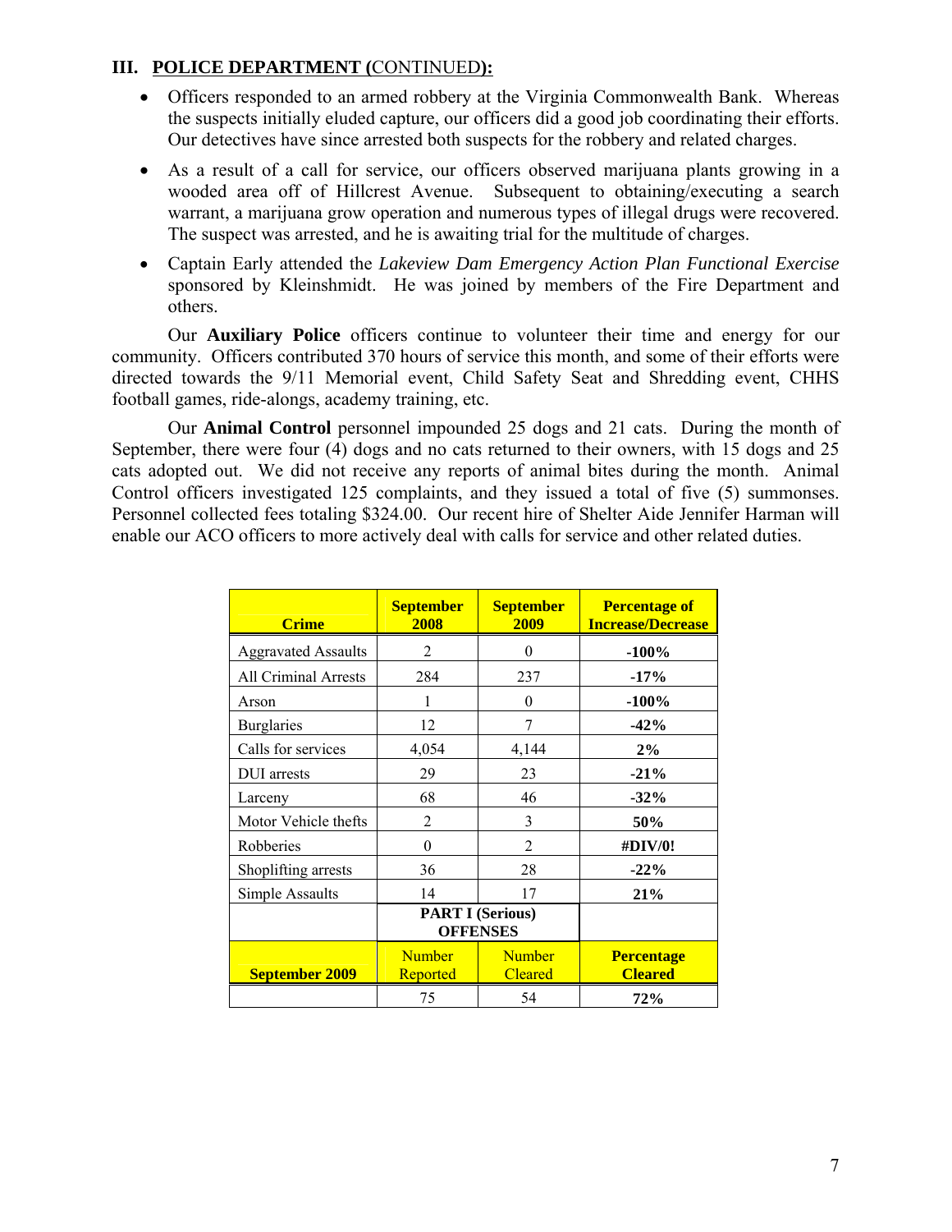## III. POLICE DEPARTMENT (CONTINUED):

- Officers responded to an armed robbery at the Virginia Commonwealth Bank. Whereas the suspects initially eluded capture, our officers did a good job coordinating their efforts. Our detectives have since arrested both suspects for the robbery and related charges.
- As a result of a call for service, our officers observed marijuana plants growing in a wooded area off of Hillcrest Avenue. Subsequent to obtaining/executing a search warrant, a marijuana grow operation and numerous types of illegal drugs were recovered. The suspect was arrested, and he is awaiting trial for the multitude of charges.
- Captain Early attended the *Lakeview Dam Emergency Action Plan Functional Exercise* sponsored by Kleinshmidt. He was joined by members of the Fire Department and others.

Our **Auxiliary Police** officers continue to volunteer their time and energy for our community. Officers contributed 370 hours of service this month, and some of their efforts were directed towards the 9/11 Memorial event, Child Safety Seat and Shredding event, CHHS football games, ride-alongs, academy training, etc.

Our **Animal Control** personnel impounded 25 dogs and 21 cats. During the month of September, there were four (4) dogs and no cats returned to their owners, with 15 dogs and 25 cats adopted out. We did not receive any reports of animal bites during the month. Animal Control officers investigated 125 complaints, and they issued a total of five (5) summonses. Personnel collected fees totaling $324.00. Our recent hire of Shelter Aide Jennifer Harman will enable our ACO officers to more actively deal with calls for service and other related duties.

| Crime | September 2008 | September 2009 | Percentage of Increase/Decrease |
|---|---|---|---|
| Aggravated Assaults | 2 | 0 | **-100%** |
| All Criminal Arrests | 284 | 237 | **-17%** |
| Arson | 1 | 0 | **-100%** |
| Burglaries | 12 | 7 | **-42%** |
| Calls for services | 4,054 | 4,144 | **2%** |
| DUI arrests | 29 | 23 | **-21%** |
| Larceny | 68 | 46 | **-32%** |
| Motor Vehicle thefts | 2 | 3 | **50%** |
| Robberies | 0 | 2 | **#DIV/0!** |
| Shoplifting arrests | 36 | 28 | **-22%** |
| Simple Assaults | 14 | 17 | **21%** |
| | **PART I (Serious) OFFENSES** | | |
| **September 2009** | Number Reported | Number Cleared | **Percentage Cleared** |
| | 75 | 54 | **72%** |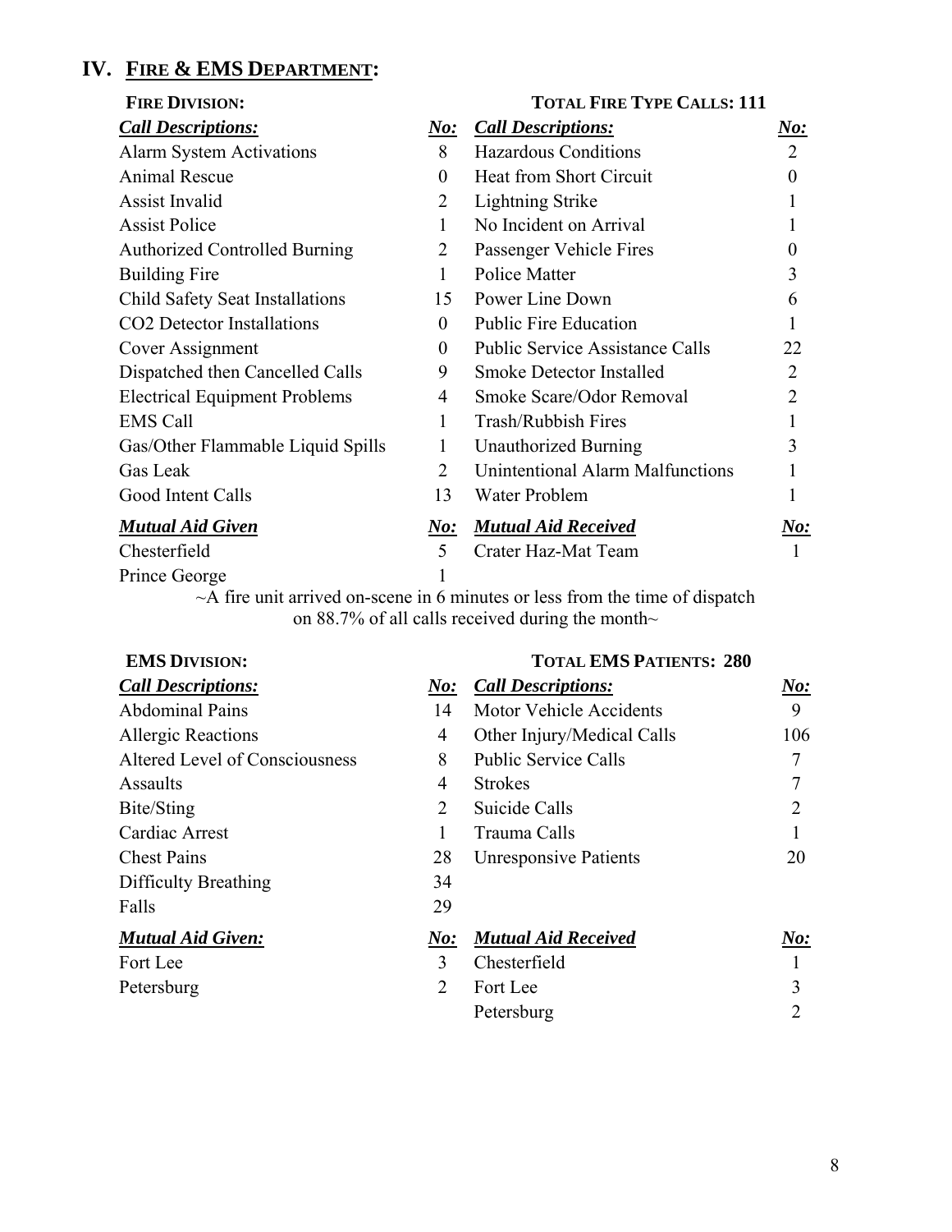# IV. FIRE & EMS DEPARTMENT:

## FIRE DIVISION:

**TOTAL FIRE TYPE CALLS: 111**

| *Call Descriptions:* | *No:* | *Call Descriptions:* | *No:* |
|---|---|---|---|
| Alarm System Activations | 8 | Hazardous Conditions | 2 |
| Animal Rescue | 0 | Heat from Short Circuit | 0 |
| Assist Invalid | 2 | Lightning Strike | 1 |
| Assist Police | 1 | No Incident on Arrival | 1 |
| Authorized Controlled Burning | 2 | Passenger Vehicle Fires | 0 |
| Building Fire | 1 | Police Matter | 3 |
| Child Safety Seat Installations | 15 | Power Line Down | 6 |
| CO2 Detector Installations | 0 | Public Fire Education | 1 |
| Cover Assignment | 0 | Public Service Assistance Calls | 22 |
| Dispatched then Cancelled Calls | 9 | Smoke Detector Installed | 2 |
| Electrical Equipment Problems | 4 | Smoke Scare/Odor Removal | 2 |
| EMS Call | 1 | Trash/Rubbish Fires | 1 |
| Gas/Other Flammable Liquid Spills | 1 | Unauthorized Burning | 3 |
| Gas Leak | 2 | Unintentional Alarm Malfunctions | 1 |
| Good Intent Calls | 13 | Water Problem | 1 |

| *Mutual Aid Given* | *No:* | *Mutual Aid Received* | *No:* |
|---|---|---|---|
| Chesterfield | 5 | Crater Haz-Mat Team | 1 |
| Prince George | 1 | | |

~A fire unit arrived on-scene in 6 minutes or less from the time of dispatch on 88.7% of all calls received during the month~

## EMS DIVISION:

**TOTAL EMS PATIENTS: 280**

| *Call Descriptions:* | *No:* | *Call Descriptions:* | *No:* |
|---|---|---|---|
| Abdominal Pains | 14 | Motor Vehicle Accidents | 9 |
| Allergic Reactions | 4 | Other Injury/Medical Calls | 106 |
| Altered Level of Consciousness | 8 | Public Service Calls | 7 |
| Assaults | 4 | Strokes | 7 |
| Bite/Sting | 2 | Suicide Calls | 2 |
| Cardiac Arrest | 1 | Trauma Calls | 1 |
| Chest Pains | 28 | Unresponsive Patients | 20 |
| Difficulty Breathing | 34 | | |
| Falls | 29 | | |

| *Mutual Aid Given:* | *No:* | *Mutual Aid Received* | *No:* |
|---|---|---|---|
| Fort Lee | 3 | Chesterfield | 1 |
| Petersburg | 2 | Fort Lee | 3 |
| | | Petersburg | 2 |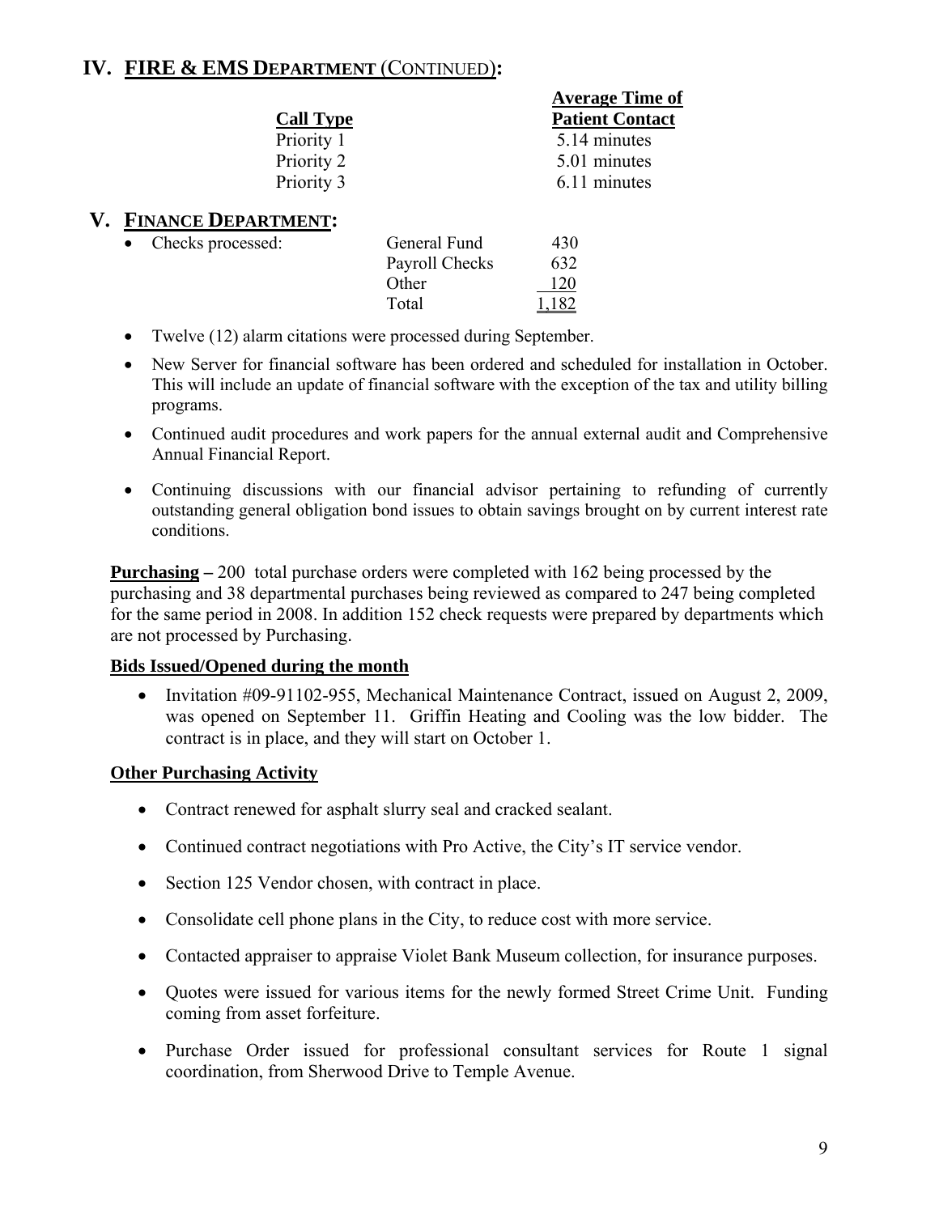## IV. FIRE & EMS DEPARTMENT (CONTINUED):

| Call Type | Average Time of Patient Contact |
|---|---|
| Priority 1 | 5.14 minutes |
| Priority 2 | 5.01 minutes |
| Priority 3 | 6.11 minutes |

## V. FINANCE DEPARTMENT:

- Checks processed:

| | |
|---|---|
| General Fund | 430 |
| Payroll Checks | 632 |
| Other | 120 |
| Total | 1,182 |

- Twelve (12) alarm citations were processed during September.
- New Server for financial software has been ordered and scheduled for installation in October. This will include an update of financial software with the exception of the tax and utility billing programs.
- Continued audit procedures and work papers for the annual external audit and Comprehensive Annual Financial Report.
- Continuing discussions with our financial advisor pertaining to refunding of currently outstanding general obligation bond issues to obtain savings brought on by current interest rate conditions.

**Purchasing –** 200 total purchase orders were completed with 162 being processed by the purchasing and 38 departmental purchases being reviewed as compared to 247 being completed for the same period in 2008. In addition 152 check requests were prepared by departments which are not processed by Purchasing.

**Bids Issued/Opened during the month**

- Invitation #09-91102-955, Mechanical Maintenance Contract, issued on August 2, 2009, was opened on September 11. Griffin Heating and Cooling was the low bidder. The contract is in place, and they will start on October 1.

**Other Purchasing Activity**

- Contract renewed for asphalt slurry seal and cracked sealant.
- Continued contract negotiations with Pro Active, the City's IT service vendor.
- Section 125 Vendor chosen, with contract in place.
- Consolidate cell phone plans in the City, to reduce cost with more service.
- Contacted appraiser to appraise Violet Bank Museum collection, for insurance purposes.
- Quotes were issued for various items for the newly formed Street Crime Unit. Funding coming from asset forfeiture.
- Purchase Order issued for professional consultant services for Route 1 signal coordination, from Sherwood Drive to Temple Avenue.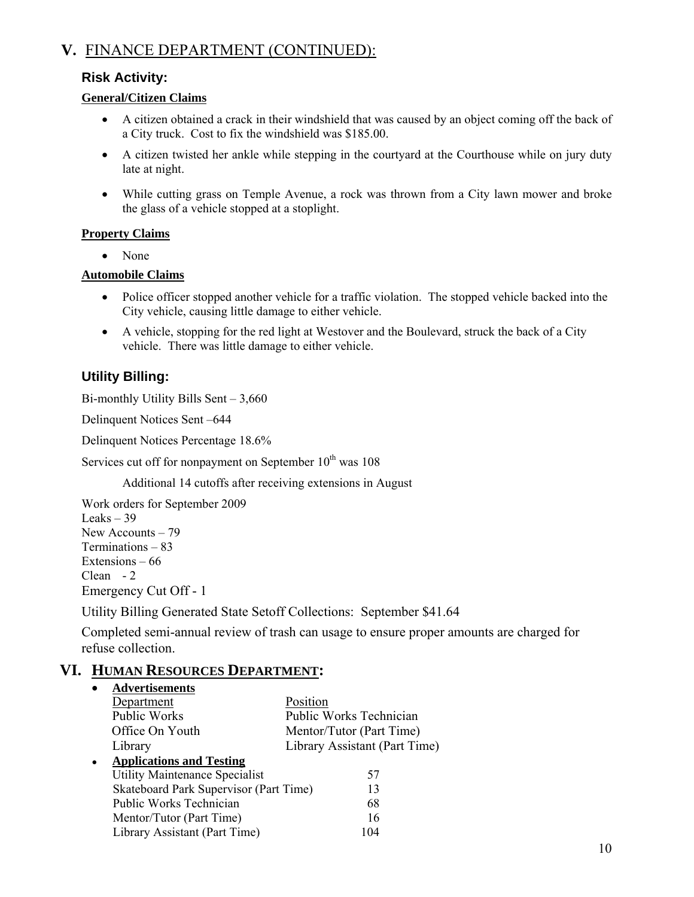## V. FINANCE DEPARTMENT (CONTINUED):

### Risk Activity:

**General/Citizen Claims**

- A citizen obtained a crack in their windshield that was caused by an object coming off the back of a City truck. Cost to fix the windshield was $185.00.
- A citizen twisted her ankle while stepping in the courtyard at the Courthouse while on jury duty late at night.
- While cutting grass on Temple Avenue, a rock was thrown from a City lawn mower and broke the glass of a vehicle stopped at a stoplight.

**Property Claims**

- None

**Automobile Claims**

- Police officer stopped another vehicle for a traffic violation. The stopped vehicle backed into the City vehicle, causing little damage to either vehicle.
- A vehicle, stopping for the red light at Westover and the Boulevard, struck the back of a City vehicle. There was little damage to either vehicle.

### Utility Billing:

Bi-monthly Utility Bills Sent – 3,660

Delinquent Notices Sent –644

Delinquent Notices Percentage 18.6%

Services cut off for nonpayment on September 10th was 108

Additional 14 cutoffs after receiving extensions in August

Work orders for September 2009
Leaks – 39
New Accounts – 79
Terminations – 83
Extensions – 66
Clean - 2
Emergency Cut Off - 1

Utility Billing Generated State Setoff Collections: September $41.64

Completed semi-annual review of trash can usage to ensure proper amounts are charged for refuse collection.

## VI. HUMAN RESOURCES DEPARTMENT:

- **Advertisements**

| Department | Position |
|---|---|
| Public Works | Public Works Technician |
| Office On Youth | Mentor/Tutor (Part Time) |
| Library | Library Assistant (Part Time) |

- **Applications and Testing**

| Position | Applications |
|---|---|
| Utility Maintenance Specialist | 57 |
| Skateboard Park Supervisor (Part Time) | 13 |
| Public Works Technician | 68 |
| Mentor/Tutor (Part Time) | 16 |
| Library Assistant (Part Time) | 104 |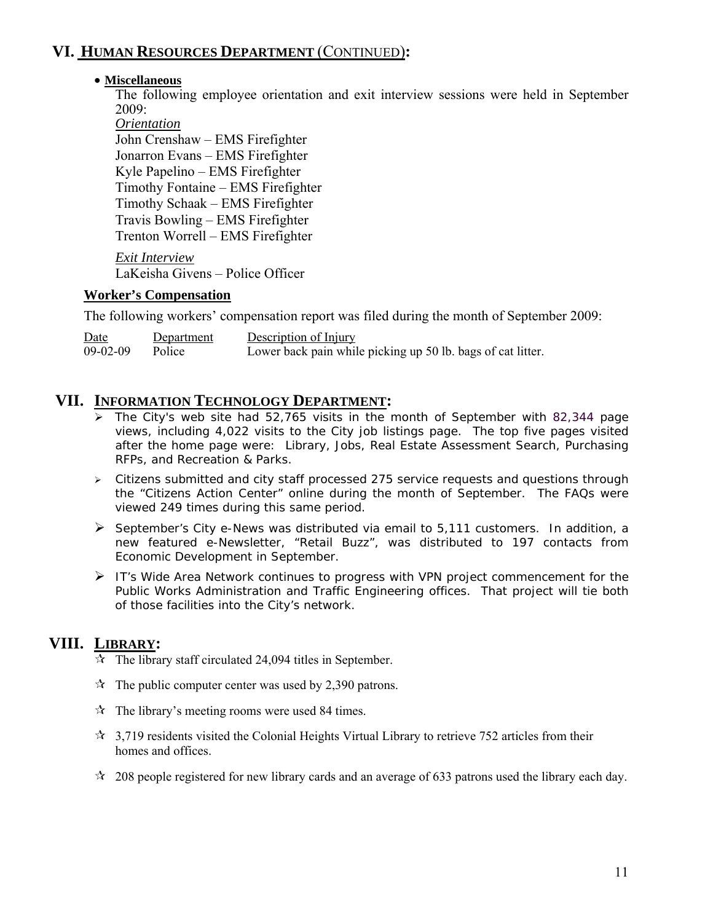## VI. HUMAN RESOURCES DEPARTMENT (CONTINUED):

- **Miscellaneous**

  The following employee orientation and exit interview sessions were held in September 2009:

  *Orientation*

  John Crenshaw – EMS Firefighter
  Jonarron Evans – EMS Firefighter
  Kyle Papelino – EMS Firefighter
  Timothy Fontaine – EMS Firefighter
  Timothy Schaak – EMS Firefighter
  Travis Bowling – EMS Firefighter
  Trenton Worrell – EMS Firefighter

  *Exit Interview*

  LaKeisha Givens – Police Officer

**Worker's Compensation**

The following workers' compensation report was filed during the month of September 2009:

| Date | Department | Description of Injury |
|---|---|---|
| 09-02-09 | Police | Lower back pain while picking up 50 lb. bags of cat litter. |

## VII. INFORMATION TECHNOLOGY DEPARTMENT:

- The City's web site had 52,765 visits in the month of September with 82,344 page views, including 4,022 visits to the City job listings page. The top five pages visited after the home page were: Library, Jobs, Real Estate Assessment Search, Purchasing RFPs, and Recreation & Parks.
- Citizens submitted and city staff processed 275 service requests and questions through the "Citizens Action Center" online during the month of September. The FAQs were viewed 249 times during this same period.
- September's City e-News was distributed via email to 5,111 customers. In addition, a new featured e-Newsletter, "Retail Buzz", was distributed to 197 contacts from Economic Development in September.
- IT's Wide Area Network continues to progress with VPN project commencement for the Public Works Administration and Traffic Engineering offices. That project will tie both of those facilities into the City's network.

## VIII. LIBRARY:

- The library staff circulated 24,094 titles in September.
- The public computer center was used by 2,390 patrons.
- The library's meeting rooms were used 84 times.
- 3,719 residents visited the Colonial Heights Virtual Library to retrieve 752 articles from their homes and offices.
- 208 people registered for new library cards and an average of 633 patrons used the library each day.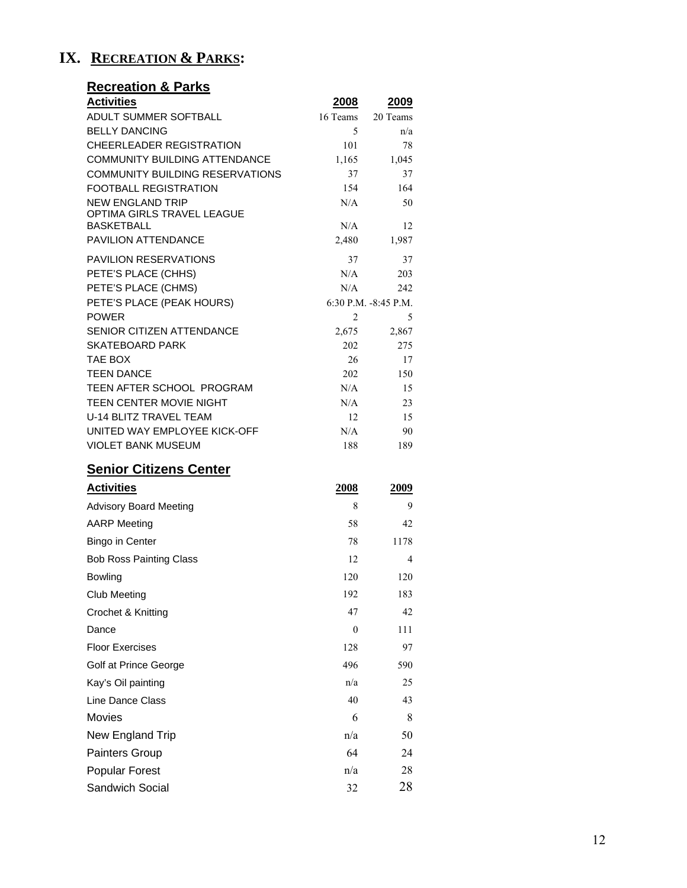# IX. RECREATION & PARKS:

## Recreation & Parks

| Activities | 2008 | 2009 |
|---|---|---|
| ADULT SUMMER SOFTBALL | 16 Teams | 20 Teams |
| BELLY DANCING | 5 | n/a |
| CHEERLEADER REGISTRATION | 101 | 78 |
| COMMUNITY BUILDING ATTENDANCE | 1,165 | 1,045 |
| COMMUNITY BUILDING RESERVATIONS | 37 | 37 |
| FOOTBALL REGISTRATION | 154 | 164 |
| NEW ENGLAND TRIP | N/A | 50 |
| OPTIMA GIRLS TRAVEL LEAGUE BASKETBALL | N/A | 12 |
| PAVILION ATTENDANCE | 2,480 | 1,987 |
| PAVILION RESERVATIONS | 37 | 37 |
| PETE'S PLACE (CHHS) | N/A | 203 |
| PETE'S PLACE (CHMS) | N/A | 242 |
| PETE'S PLACE (PEAK HOURS) | 6:30 P.M. -8:45 P.M. | |
| POWER | 2 | 5 |
| SENIOR CITIZEN ATTENDANCE | 2,675 | 2,867 |
| SKATEBOARD PARK | 202 | 275 |
| TAE BOX | 26 | 17 |
| TEEN DANCE | 202 | 150 |
| TEEN AFTER SCHOOL PROGRAM | N/A | 15 |
| TEEN CENTER MOVIE NIGHT | N/A | 23 |
| U-14 BLITZ TRAVEL TEAM | 12 | 15 |
| UNITED WAY EMPLOYEE KICK-OFF | N/A | 90 |
| VIOLET BANK MUSEUM | 188 | 189 |

## Senior Citizens Center

| Activities | 2008 | 2009 |
|---|---|---|
| Advisory Board Meeting | 8 | 9 |
| AARP Meeting | 58 | 42 |
| Bingo in Center | 78 | 1178 |
| Bob Ross Painting Class | 12 | 4 |
| Bowling | 120 | 120 |
| Club Meeting | 192 | 183 |
| Crochet & Knitting | 47 | 42 |
| Dance | 0 | 111 |
| Floor Exercises | 128 | 97 |
| Golf at Prince George | 496 | 590 |
| Kay's Oil painting | n/a | 25 |
| Line Dance Class | 40 | 43 |
| Movies | 6 | 8 |
| New England Trip | n/a | 50 |
| Painters Group | 64 | 24 |
| Popular Forest | n/a | 28 |
| Sandwich Social | 32 | 28 |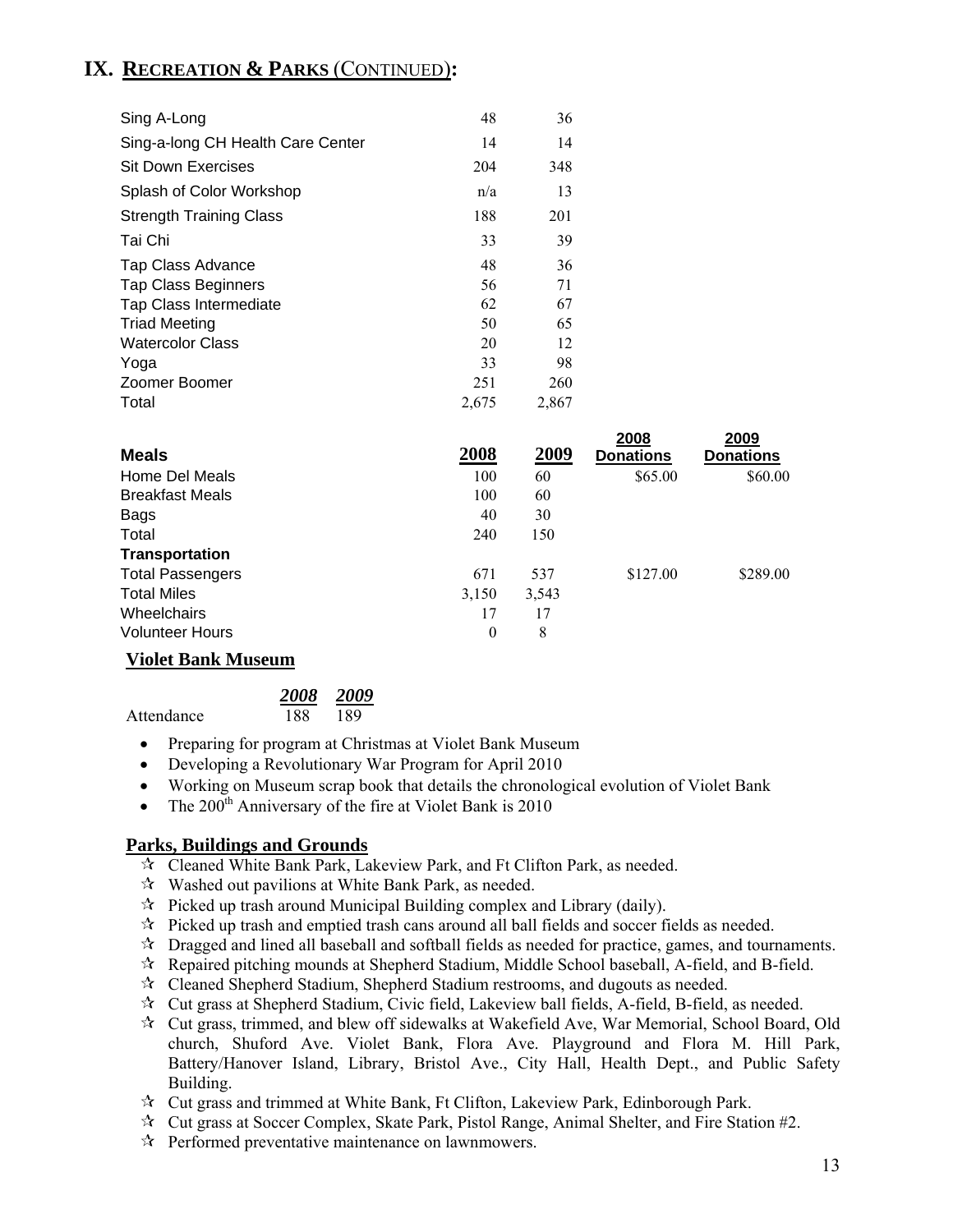# IX. RECREATION & PARKS (CONTINUED):

| | | |
|---|---|---|
| Sing A-Long | 48 | 36 |
| Sing-a-long CH Health Care Center | 14 | 14 |
| Sit Down Exercises | 204 | 348 |
| Splash of Color Workshop | n/a | 13 |
| Strength Training Class | 188 | 201 |
| Tai Chi | 33 | 39 |
| Tap Class Advance | 48 | 36 |
| Tap Class Beginners | 56 | 71 |
| Tap Class Intermediate | 62 | 67 |
| Triad Meeting | 50 | 65 |
| Watercolor Class | 20 | 12 |
| Yoga | 33 | 98 |
| Zoomer Boomer | 251 | 260 |
| Total | 2,675 | 2,867 |

| **Meals** | **2008** | **2009** | **2008 Donations** | **2009 Donations** |
|---|---|---|---|---|
| Home Del Meals | 100 | 60 | $65.00 | $60.00 |
| Breakfast Meals | 100 | 60 | | |
| Bags | 40 | 30 | | |
| Total | 240 | 150 | | |
| **Transportation** | | | | |
| Total Passengers | 671 | 537 | $127.00 | $289.00 |
| Total Miles | 3,150 | 3,543 | | |
| Wheelchairs | 17 | 17 | | |
| Volunteer Hours | 0 | 8 | | |

## Violet Bank Museum

| | *2008* | *2009* |
|---|---|---|
| Attendance | 188 | 189 |

- Preparing for program at Christmas at Violet Bank Museum
- Developing a Revolutionary War Program for April 2010
- Working on Museum scrap book that details the chronological evolution of Violet Bank
- The 200th Anniversary of the fire at Violet Bank is 2010

## Parks, Buildings and Grounds

- Cleaned White Bank Park, Lakeview Park, and Ft Clifton Park, as needed.
- Washed out pavilions at White Bank Park, as needed.
- Picked up trash around Municipal Building complex and Library (daily).
- Picked up trash and emptied trash cans around all ball fields and soccer fields as needed.
- Dragged and lined all baseball and softball fields as needed for practice, games, and tournaments.
- Repaired pitching mounds at Shepherd Stadium, Middle School baseball, A-field, and B-field.
- Cleaned Shepherd Stadium, Shepherd Stadium restrooms, and dugouts as needed.
- Cut grass at Shepherd Stadium, Civic field, Lakeview ball fields, A-field, B-field, as needed.
- Cut grass, trimmed, and blew off sidewalks at Wakefield Ave, War Memorial, School Board, Old church, Shuford Ave. Violet Bank, Flora Ave. Playground and Flora M. Hill Park, Battery/Hanover Island, Library, Bristol Ave., City Hall, Health Dept., and Public Safety Building.
- Cut grass and trimmed at White Bank, Ft Clifton, Lakeview Park, Edinborough Park.
- Cut grass at Soccer Complex, Skate Park, Pistol Range, Animal Shelter, and Fire Station #2.
- Performed preventative maintenance on lawnmowers.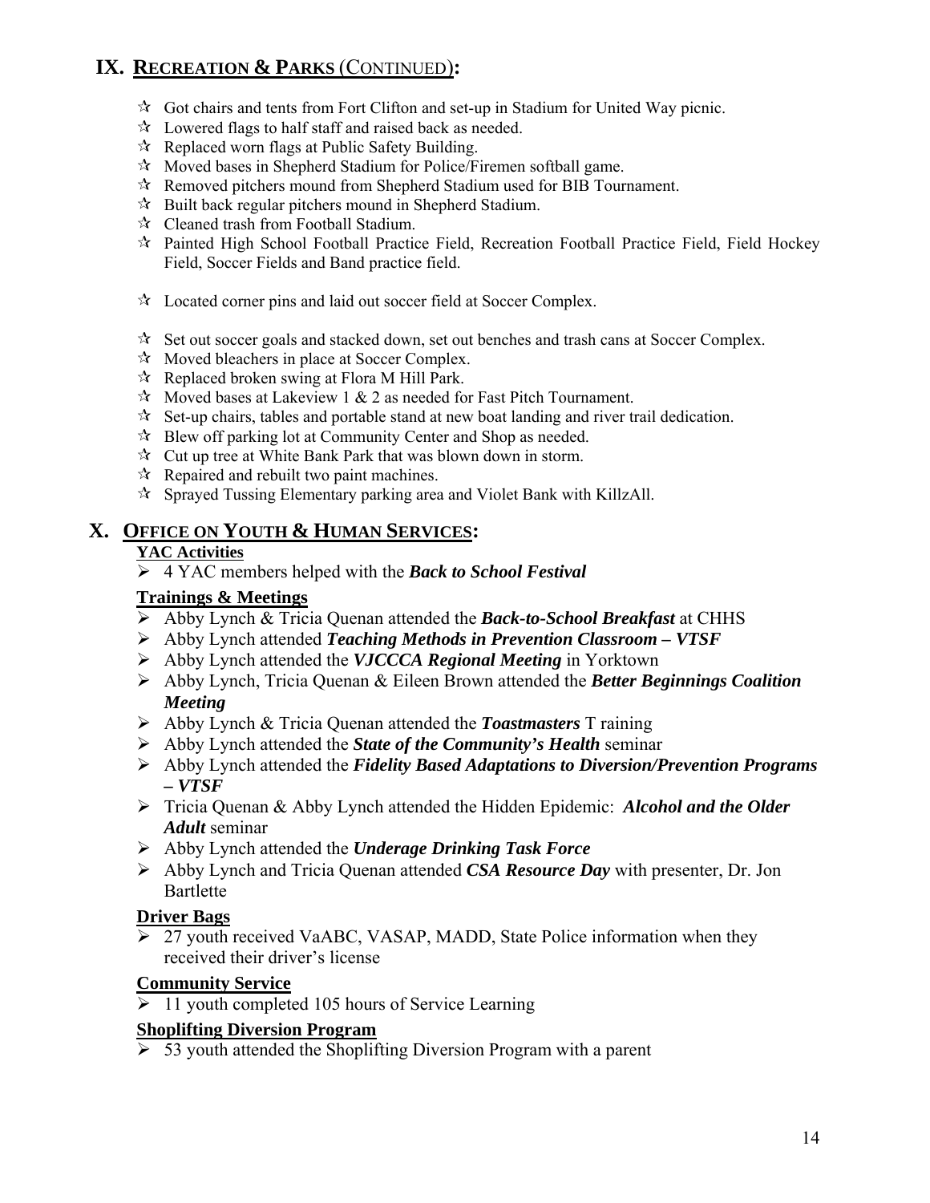## IX. RECREATION & PARKS (CONTINUED):

- Got chairs and tents from Fort Clifton and set-up in Stadium for United Way picnic.
- Lowered flags to half staff and raised back as needed.
- Replaced worn flags at Public Safety Building.
- Moved bases in Shepherd Stadium for Police/Firemen softball game.
- Removed pitchers mound from Shepherd Stadium used for BIB Tournament.
- Built back regular pitchers mound in Shepherd Stadium.
- Cleaned trash from Football Stadium.
- Painted High School Football Practice Field, Recreation Football Practice Field, Field Hockey Field, Soccer Fields and Band practice field.
- Located corner pins and laid out soccer field at Soccer Complex.
- Set out soccer goals and stacked down, set out benches and trash cans at Soccer Complex.
- Moved bleachers in place at Soccer Complex.
- Replaced broken swing at Flora M Hill Park.
- Moved bases at Lakeview 1 & 2 as needed for Fast Pitch Tournament.
- Set-up chairs, tables and portable stand at new boat landing and river trail dedication.
- Blew off parking lot at Community Center and Shop as needed.
- Cut up tree at White Bank Park that was blown down in storm.
- Repaired and rebuilt two paint machines.
- Sprayed Tussing Elementary parking area and Violet Bank with KillzAll.

## X. OFFICE ON YOUTH & HUMAN SERVICES:

**YAC Activities**

- 4 YAC members helped with the ***Back to School Festival***

**Trainings & Meetings**

- Abby Lynch & Tricia Quenan attended the ***Back-to-School Breakfast*** at CHHS
- Abby Lynch attended ***Teaching Methods in Prevention Classroom – VTSF***
- Abby Lynch attended the ***VJCCCA Regional Meeting*** in Yorktown
- Abby Lynch, Tricia Quenan & Eileen Brown attended the ***Better Beginnings Coalition Meeting***
- Abby Lynch & Tricia Quenan attended the ***Toastmasters*** T raining
- Abby Lynch attended the ***State of the Community's Health*** seminar
- Abby Lynch attended the ***Fidelity Based Adaptations to Diversion/Prevention Programs – VTSF***
- Tricia Quenan & Abby Lynch attended the Hidden Epidemic: ***Alcohol and the Older Adult*** seminar
- Abby Lynch attended the ***Underage Drinking Task Force***
- Abby Lynch and Tricia Quenan attended ***CSA Resource Day*** with presenter, Dr. Jon Bartlette

**Driver Bags**

- 27 youth received VaABC, VASAP, MADD, State Police information when they received their driver's license

**Community Service**

- 11 youth completed 105 hours of Service Learning

**Shoplifting Diversion Program**

- 53 youth attended the Shoplifting Diversion Program with a parent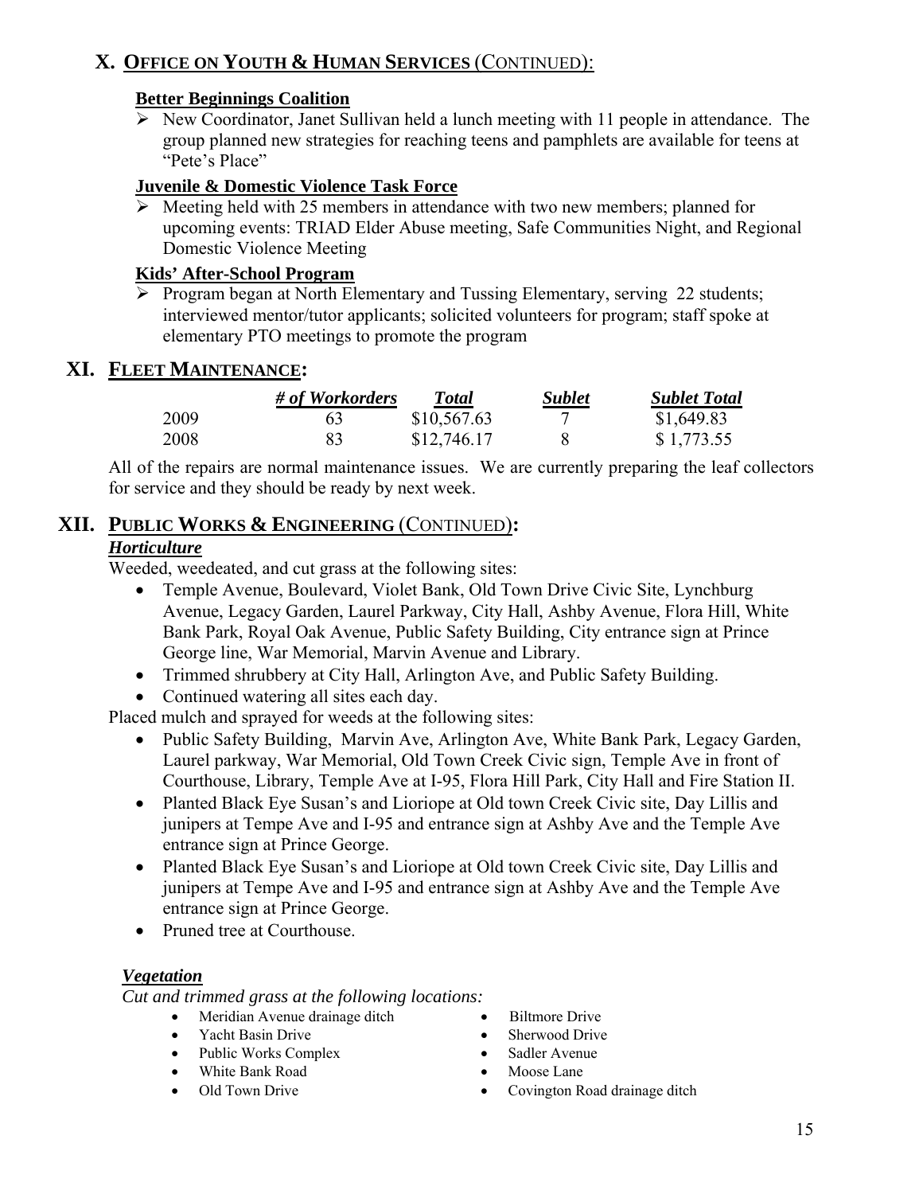## X. OFFICE ON YOUTH & HUMAN SERVICES (CONTINUED):

### Better Beginnings Coalition

- New Coordinator, Janet Sullivan held a lunch meeting with 11 people in attendance. The group planned new strategies for reaching teens and pamphlets are available for teens at "Pete's Place"

### Juvenile & Domestic Violence Task Force

- Meeting held with 25 members in attendance with two new members; planned for upcoming events: TRIAD Elder Abuse meeting, Safe Communities Night, and Regional Domestic Violence Meeting

### Kids' After-School Program

- Program began at North Elementary and Tussing Elementary, serving 22 students; interviewed mentor/tutor applicants; solicited volunteers for program; staff spoke at elementary PTO meetings to promote the program

## XI. FLEET MAINTENANCE:

| | *# of Workorders* | *Total* | *Sublet* | *Sublet Total* |
|---|---|---|---|---|
| 2009 | 63 | $10,567.63 | 7 | $1,649.83 |
| 2008 | 83 | $12,746.17 | 8 | $ 1,773.55 |

All of the repairs are normal maintenance issues. We are currently preparing the leaf collectors for service and they should be ready by next week.

## XII. PUBLIC WORKS & ENGINEERING (CONTINUED):

### *Horticulture*

Weeded, weedeated, and cut grass at the following sites:

- Temple Avenue, Boulevard, Violet Bank, Old Town Drive Civic Site, Lynchburg Avenue, Legacy Garden, Laurel Parkway, City Hall, Ashby Avenue, Flora Hill, White Bank Park, Royal Oak Avenue, Public Safety Building, City entrance sign at Prince George line, War Memorial, Marvin Avenue and Library.
- Trimmed shrubbery at City Hall, Arlington Ave, and Public Safety Building.
- Continued watering all sites each day.

Placed mulch and sprayed for weeds at the following sites:

- Public Safety Building, Marvin Ave, Arlington Ave, White Bank Park, Legacy Garden, Laurel parkway, War Memorial, Old Town Creek Civic sign, Temple Ave in front of Courthouse, Library, Temple Ave at I-95, Flora Hill Park, City Hall and Fire Station II.
- Planted Black Eye Susan's and Lioriope at Old town Creek Civic site, Day Lillis and junipers at Tempe Ave and I-95 and entrance sign at Ashby Ave and the Temple Ave entrance sign at Prince George.
- Planted Black Eye Susan's and Lioriope at Old town Creek Civic site, Day Lillis and junipers at Tempe Ave and I-95 and entrance sign at Ashby Ave and the Temple Ave entrance sign at Prince George.
- Pruned tree at Courthouse.

### *Vegetation*

*Cut and trimmed grass at the following locations:*

- Meridian Avenue drainage ditch
- Yacht Basin Drive
- Public Works Complex
- White Bank Road
- Old Town Drive
- Biltmore Drive
- Sherwood Drive
- Sadler Avenue
- Moose Lane
- Covington Road drainage ditch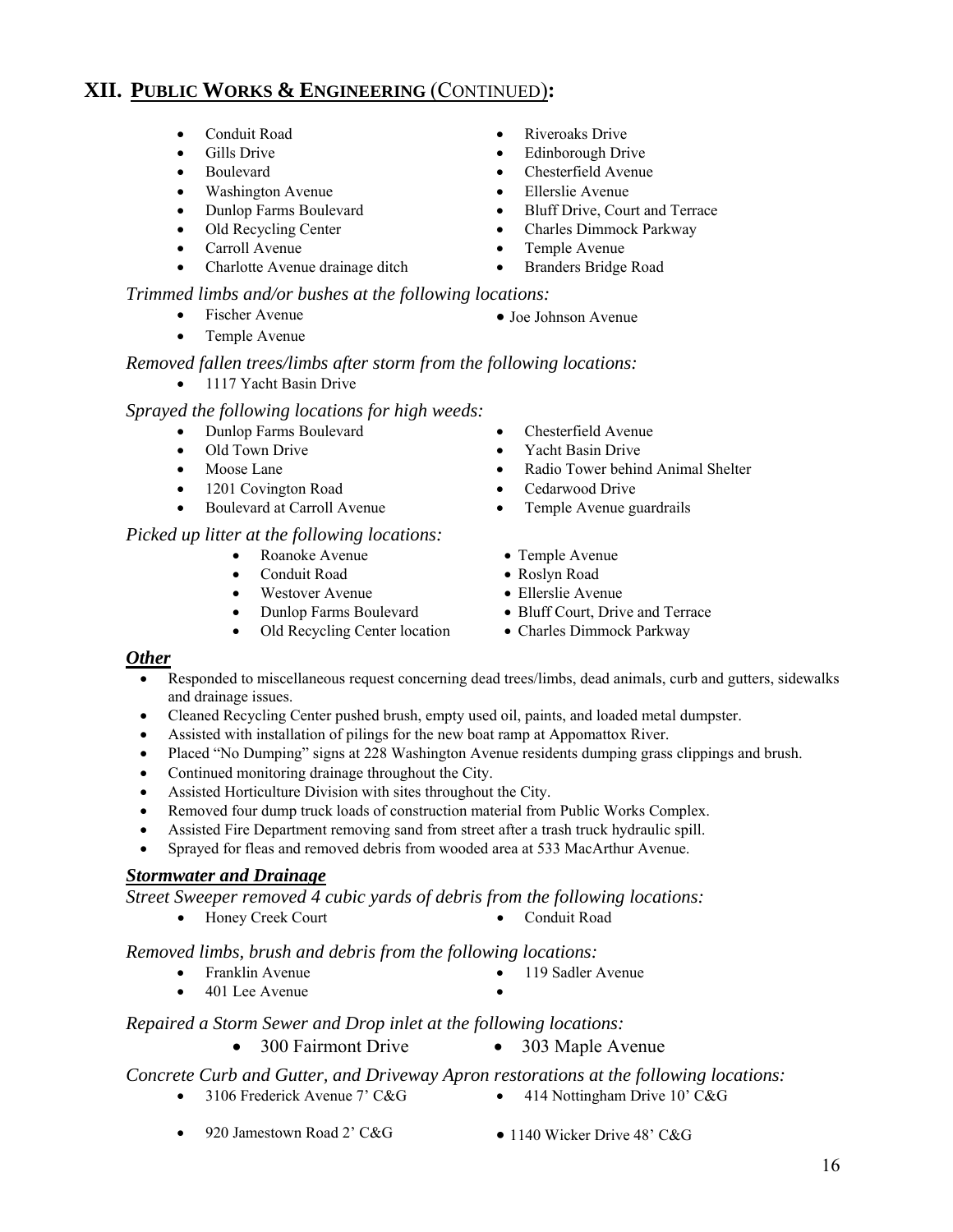## XII. PUBLIC WORKS & ENGINEERING (CONTINUED):

- Conduit Road
- Gills Drive
- Boulevard
- Washington Avenue
- Dunlop Farms Boulevard
- Old Recycling Center
- Carroll Avenue
- Charlotte Avenue drainage ditch
- Riveroaks Drive
- Edinborough Drive
- Chesterfield Avenue
- Ellerslie Avenue
- Bluff Drive, Court and Terrace
- Charles Dimmock Parkway
- Temple Avenue
- Branders Bridge Road

*Trimmed limbs and/or bushes at the following locations:*

- Fischer Avenue
- Temple Avenue
- Joe Johnson Avenue

*Removed fallen trees/limbs after storm from the following locations:*

- 1117 Yacht Basin Drive

*Sprayed the following locations for high weeds:*

- Dunlop Farms Boulevard
- Old Town Drive
- Moose Lane
- 1201 Covington Road
- Boulevard at Carroll Avenue
- Chesterfield Avenue
- Yacht Basin Drive
- Radio Tower behind Animal Shelter
- Cedarwood Drive
- Temple Avenue guardrails

*Picked up litter at the following locations:*

- Roanoke Avenue
- Conduit Road
- Westover Avenue
- Dunlop Farms Boulevard
- Old Recycling Center location
- Temple Avenue
- Roslyn Road
- Ellerslie Avenue
- Bluff Court, Drive and Terrace
- Charles Dimmock Parkway

### *Other*

- Responded to miscellaneous request concerning dead trees/limbs, dead animals, curb and gutters, sidewalks and drainage issues.
- Cleaned Recycling Center pushed brush, empty used oil, paints, and loaded metal dumpster.
- Assisted with installation of pilings for the new boat ramp at Appomattox River.
- Placed "No Dumping" signs at 228 Washington Avenue residents dumping grass clippings and brush.
- Continued monitoring drainage throughout the City.
- Assisted Horticulture Division with sites throughout the City.
- Removed four dump truck loads of construction material from Public Works Complex.
- Assisted Fire Department removing sand from street after a trash truck hydraulic spill.
- Sprayed for fleas and removed debris from wooded area at 533 MacArthur Avenue.

### *Stormwater and Drainage*

*Street Sweeper removed 4 cubic yards of debris from the following locations:*

- Honey Creek Court
- Conduit Road

*Removed limbs, brush and debris from the following locations:*

- Franklin Avenue
- 401 Lee Avenue
- 119 Sadler Avenue

*Repaired a Storm Sewer and Drop inlet at the following locations:*

- 300 Fairmont Drive
- 303 Maple Avenue

*Concrete Curb and Gutter, and Driveway Apron restorations at the following locations:*

- 3106 Frederick Avenue 7' C&G
- 920 Jamestown Road 2' C&G
- 414 Nottingham Drive 10' C&G
- 1140 Wicker Drive 48' C&G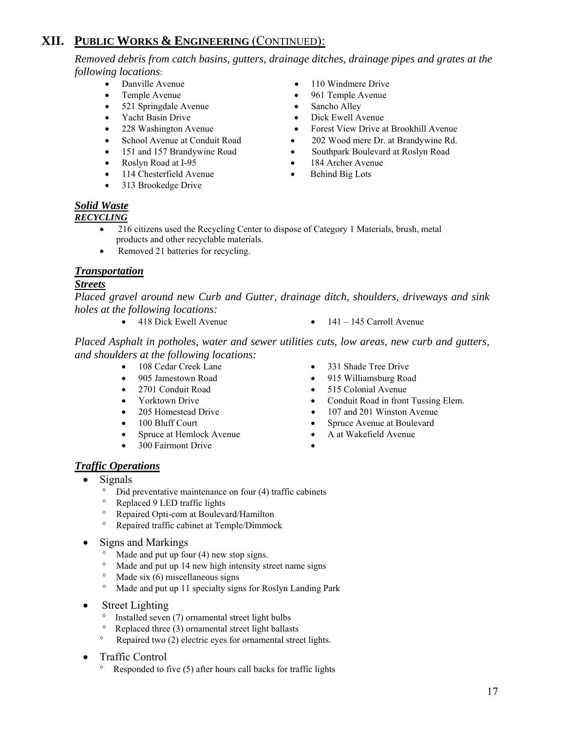# XII. PUBLIC WORKS & ENGINEERING (CONTINUED):

*Removed debris from catch basins, gutters, drainage ditches, drainage pipes and grates at the following locations*:

- Danville Avenue
- Temple Avenue
- 521 Springdale Avenue
- Yacht Basin Drive
- 228 Washington Avenue
- School Avenue at Conduit Road
- 151 and 157 Brandywine Road
- Roslyn Road at I-95
- 114 Chesterfield Avenue
- 313 Brookedge Drive
- 110 Windmere Drive
- 961 Temple Avenue
- Sancho Alley
- Dick Ewell Avenue
- Forest View Drive at Brookhill Avenue
- 202 Wood mere Dr. at Brandywine Rd.
- Southpark Boulevard at Roslyn Road
- 184 Archer Avenue
- Behind Big Lots

## *Solid Waste*

### *RECYCLING*

- 216 citizens used the Recycling Center to dispose of Category 1 Materials, brush, metal products and other recyclable materials.
- Removed 21 batteries for recycling.

## *Transportation*

### *Streets*

*Placed gravel around new Curb and Gutter, drainage ditch, shoulders, driveways and sink holes at the following locations:*

- 418 Dick Ewell Avenue
- 141 – 145 Carroll Avenue

*Placed Asphalt in potholes, water and sewer utilities cuts, low areas, new curb and gutters, and shoulders at the following locations:*

- 108 Cedar Creek Lane
- 905 Jamestown Road
- 2701 Conduit Road
- Yorktown Drive
- 205 Homestead Drive
- 100 Bluff Court
- Spruce at Hemlock Avenue
- 300 Fairmont Drive
- 331 Shade Tree Drive
- 915 Williamsburg Road
- 515 Colonial Avenue
- Conduit Road in front Tussing Elem.
- 107 and 201 Winston Avenue
- Spruce Avenue at Boulevard
- A at Wakefield Avenue

## *Traffic Operations*

- Signals
  - Did preventative maintenance on four (4) traffic cabinets
  - Replaced 9 LED traffic lights
  - Repaired Opti-com at Boulevard/Hamilton
  - Repaired traffic cabinet at Temple/Dimmock
- Signs and Markings
  - Made and put up four (4) new stop signs.
  - Made and put up 14 new high intensity street name signs
  - Made six (6) miscellaneous signs
  - Made and put up 11 specialty signs for Roslyn Landing Park
- Street Lighting
  - Installed seven (7) ornamental street light bulbs
  - Replaced three (3) ornamental street light ballasts
  - Repaired two (2) electric eyes for ornamental street lights.
- Traffic Control
  - Responded to five (5) after hours call backs for traffic lights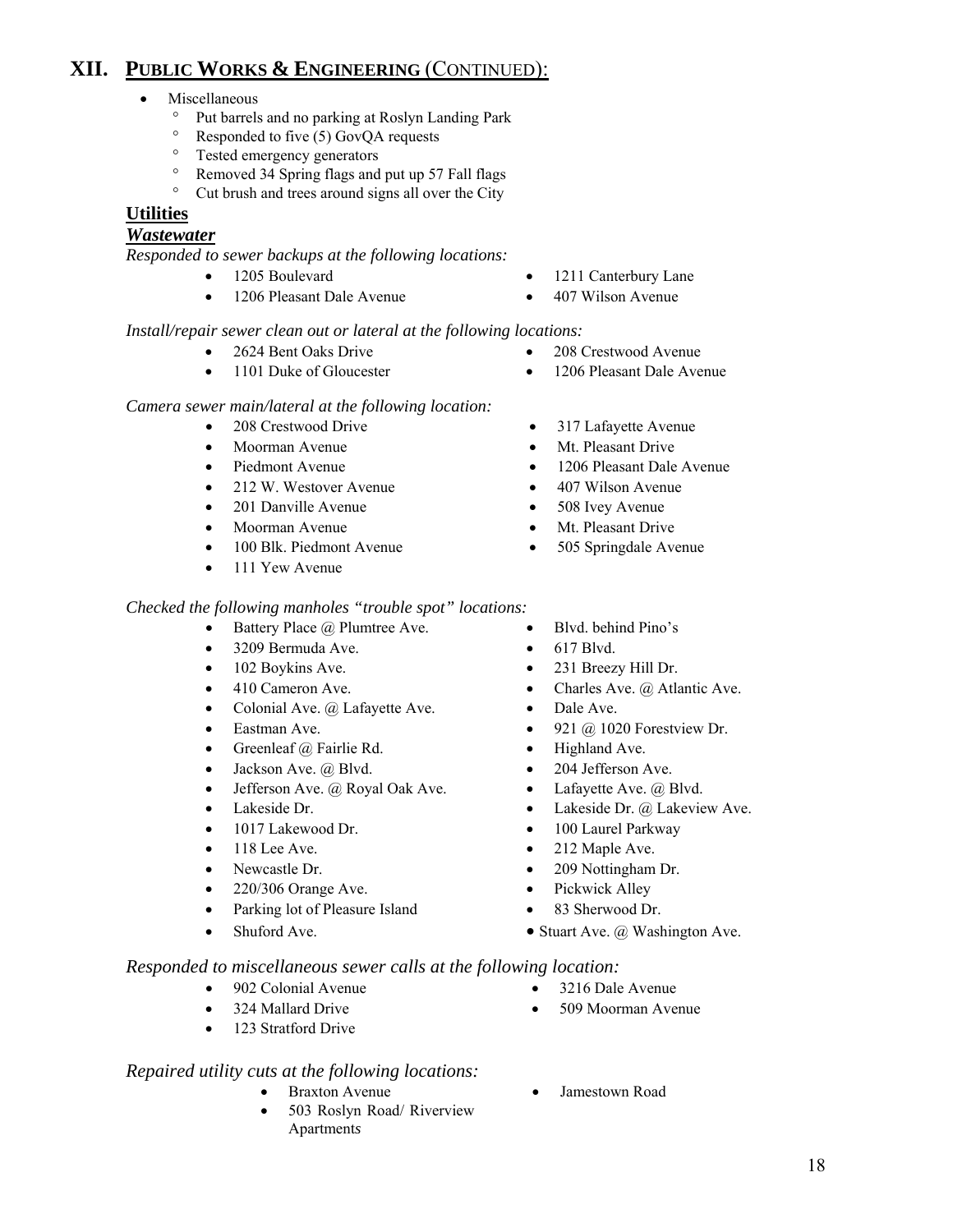## XII. PUBLIC WORKS & ENGINEERING (CONTINUED):

- Miscellaneous
  - Put barrels and no parking at Roslyn Landing Park
  - Responded to five (5) GovQA requests
  - Tested emergency generators
  - Removed 34 Spring flags and put up 57 Fall flags
  - Cut brush and trees around signs all over the City

### Utilities

#### *Wastewater*

*Responded to sewer backups at the following locations:*

- 1205 Boulevard
- 1206 Pleasant Dale Avenue
- 1211 Canterbury Lane
- 407 Wilson Avenue

*Install/repair sewer clean out or lateral at the following locations:*

- 2624 Bent Oaks Drive
- 1101 Duke of Gloucester
- 208 Crestwood Avenue
- 1206 Pleasant Dale Avenue

*Camera sewer main/lateral at the following location:*

- 208 Crestwood Drive
- Moorman Avenue
- Piedmont Avenue
- 212 W. Westover Avenue
- 201 Danville Avenue
- Moorman Avenue
- 100 Blk. Piedmont Avenue
- 111 Yew Avenue
- 317 Lafayette Avenue
- Mt. Pleasant Drive
- 1206 Pleasant Dale Avenue
- 407 Wilson Avenue
- 508 Ivey Avenue
- Mt. Pleasant Drive
- 505 Springdale Avenue

*Checked the following manholes "trouble spot" locations:*

- Battery Place @ Plumtree Ave.
- 3209 Bermuda Ave.
- 102 Boykins Ave.
- 410 Cameron Ave.
- Colonial Ave. @ Lafayette Ave.
- Eastman Ave.
- Greenleaf @ Fairlie Rd.
- Jackson Ave. @ Blvd.
- Jefferson Ave. @ Royal Oak Ave.
- Lakeside Dr.
- 1017 Lakewood Dr.
- 118 Lee Ave.
- Newcastle Dr.
- 220/306 Orange Ave.
- Parking lot of Pleasure Island
- Shuford Ave.
- Blvd. behind Pino's
- 617 Blvd.
- 231 Breezy Hill Dr.
- Charles Ave. @ Atlantic Ave.
- Dale Ave.
- 921 @ 1020 Forestview Dr.
- Highland Ave.
- 204 Jefferson Ave.
- Lafayette Ave. @ Blvd.
- Lakeside Dr. @ Lakeview Ave.
- 100 Laurel Parkway
- 212 Maple Ave.
- 209 Nottingham Dr.
- Pickwick Alley
- 83 Sherwood Dr.
- Stuart Ave. @ Washington Ave.

*Responded to miscellaneous sewer calls at the following location:*

- 902 Colonial Avenue
- 324 Mallard Drive
- 123 Stratford Drive
- 3216 Dale Avenue
- 509 Moorman Avenue

*Repaired utility cuts at the following locations:*

- Braxton Avenue
- 503 Roslyn Road/ Riverview Apartments
- Jamestown Road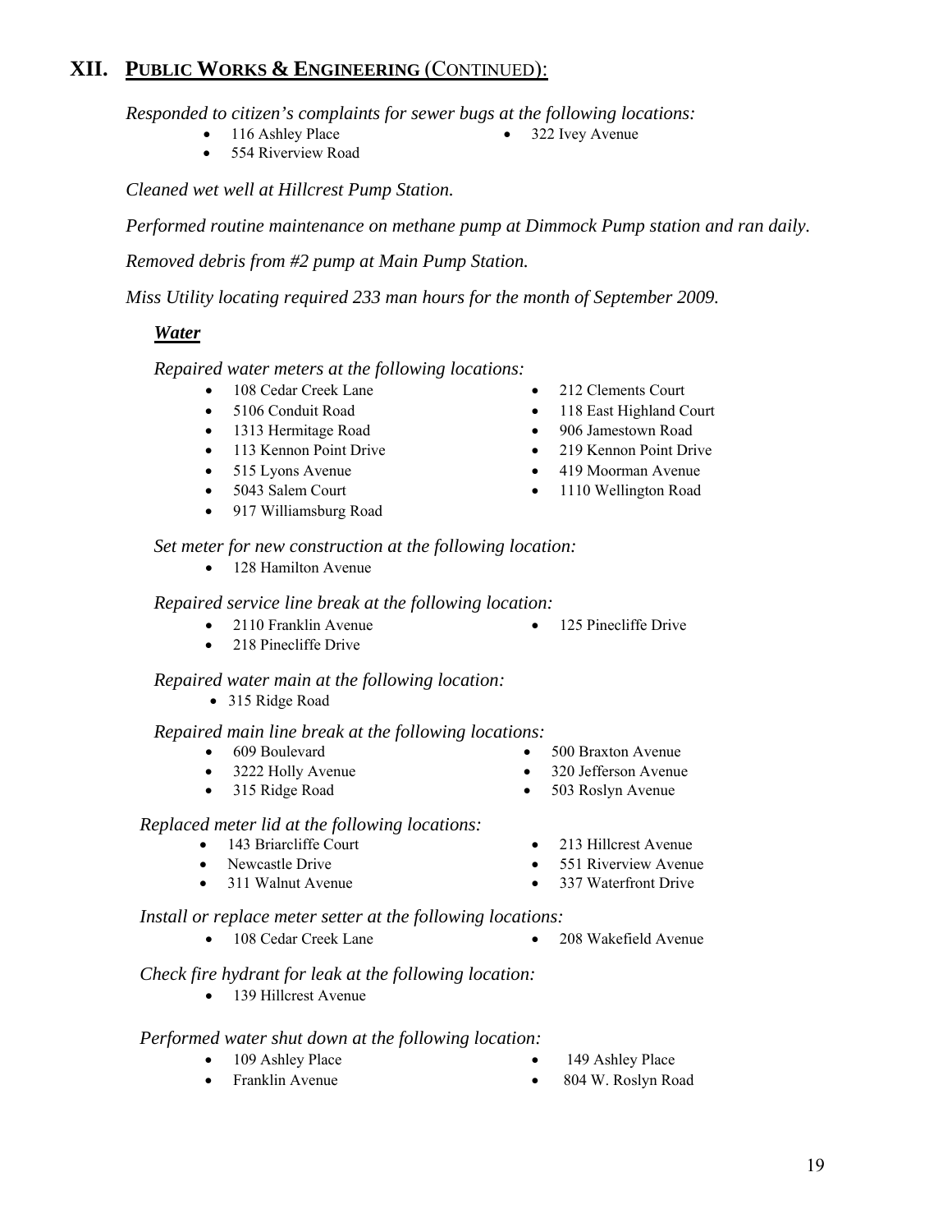## XII. PUBLIC WORKS & ENGINEERING (CONTINUED):

*Responded to citizen's complaints for sewer bugs at the following locations:*

- 116 Ashley Place
- 322 Ivey Avenue
- 554 Riverview Road

*Cleaned wet well at Hillcrest Pump Station.*

*Performed routine maintenance on methane pump at Dimmock Pump station and ran daily.*

*Removed debris from #2 pump at Main Pump Station.*

*Miss Utility locating required 233 man hours for the month of September 2009.*

### ***Water***

*Repaired water meters at the following locations:*

- 108 Cedar Creek Lane
- 212 Clements Court
- 5106 Conduit Road
- 118 East Highland Court
- 1313 Hermitage Road
- 906 Jamestown Road
- 113 Kennon Point Drive
- 219 Kennon Point Drive
- 515 Lyons Avenue
- 419 Moorman Avenue
- 5043 Salem Court
- 1110 Wellington Road
- 917 Williamsburg Road

*Set meter for new construction at the following location:*

- 128 Hamilton Avenue

*Repaired service line break at the following location:*

- 2110 Franklin Avenue
- 125 Pinecliffe Drive
- 218 Pinecliffe Drive

*Repaired water main at the following location:*

- 315 Ridge Road

*Repaired main line break at the following locations:*

- 609 Boulevard
- 500 Braxton Avenue
- 3222 Holly Avenue
- 320 Jefferson Avenue
- 315 Ridge Road
- 503 Roslyn Avenue

*Replaced meter lid at the following locations:*

- 143 Briarcliffe Court
- 213 Hillcrest Avenue
- Newcastle Drive
- 551 Riverview Avenue
- 311 Walnut Avenue
- 337 Waterfront Drive

*Install or replace meter setter at the following locations:*

- 108 Cedar Creek Lane
- 208 Wakefield Avenue

*Check fire hydrant for leak at the following location:*

- 139 Hillcrest Avenue

*Performed water shut down at the following location:*

- 109 Ashley Place
- 149 Ashley Place
- Franklin Avenue
- 804 W. Roslyn Road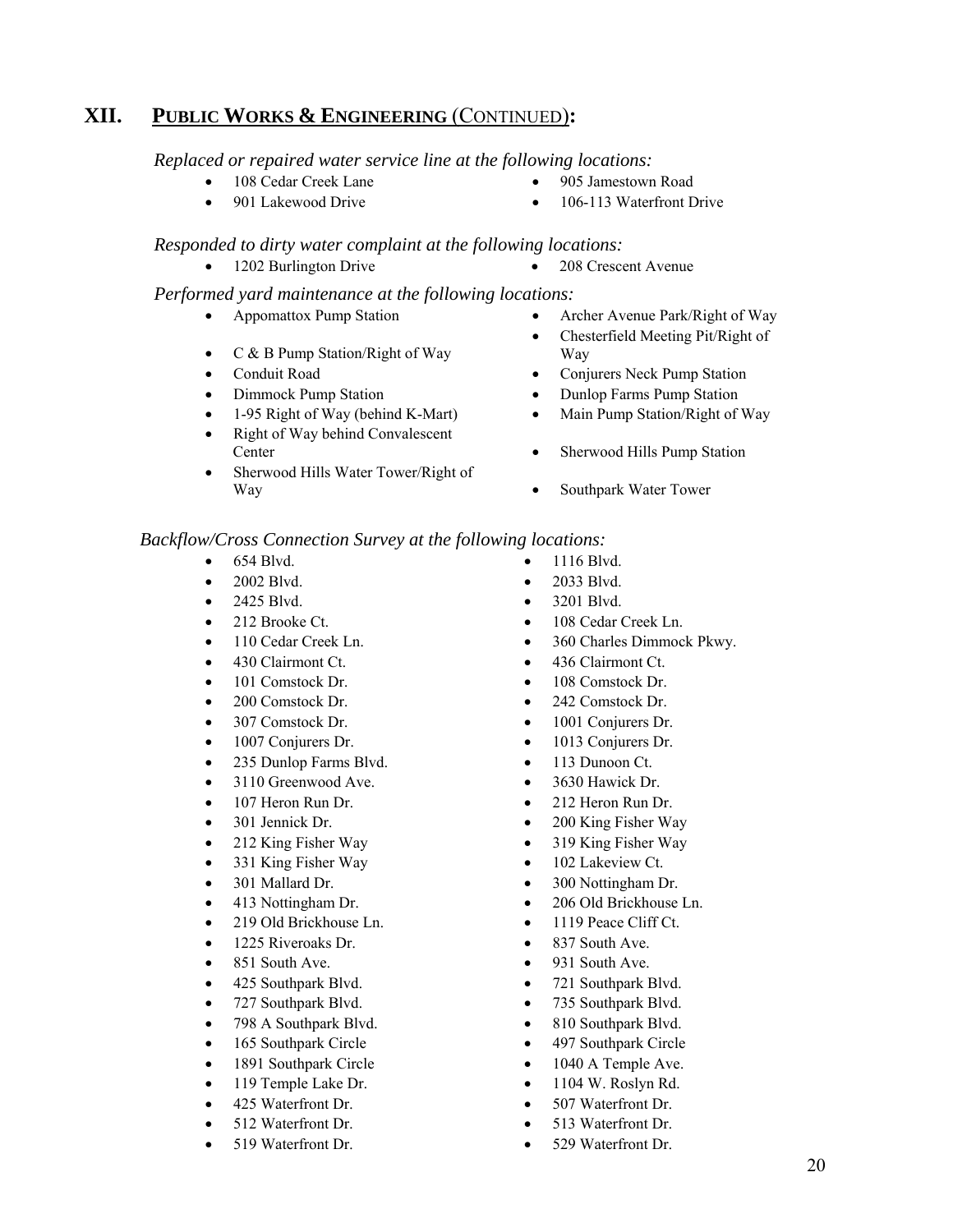## XII. PUBLIC WORKS & ENGINEERING (CONTINUED):

*Replaced or repaired water service line at the following locations:*

- 108 Cedar Creek Lane
- 905 Jamestown Road
- 901 Lakewood Drive
- 106-113 Waterfront Drive

*Responded to dirty water complaint at the following locations:*

- 1202 Burlington Drive
- 208 Crescent Avenue

*Performed yard maintenance at the following locations:*

- Appomattox Pump Station
- Archer Avenue Park/Right of Way
- C & B Pump Station/Right of Way
- Chesterfield Meeting Pit/Right of Way
- Conduit Road
- Conjurers Neck Pump Station
- Dimmock Pump Station
- Dunlop Farms Pump Station
- 1-95 Right of Way (behind K-Mart)
- Main Pump Station/Right of Way
- Right of Way behind Convalescent Center
- Sherwood Hills Pump Station
- Sherwood Hills Water Tower/Right of Way
- Southpark Water Tower

*Backflow/Cross Connection Survey at the following locations:*

- 654 Blvd.
- 1116 Blvd.
- 2002 Blvd.
- 2033 Blvd.
- 2425 Blvd.
- 3201 Blvd.
- 212 Brooke Ct.
- 108 Cedar Creek Ln.
- 110 Cedar Creek Ln.
- 360 Charles Dimmock Pkwy.
- 430 Clairmont Ct.
- 436 Clairmont Ct.
- 101 Comstock Dr.
- 108 Comstock Dr.
- 200 Comstock Dr.
- 242 Comstock Dr.
- 307 Comstock Dr.
- 1001 Conjurers Dr.
- 1007 Conjurers Dr.
- 1013 Conjurers Dr.
- 235 Dunlop Farms Blvd.
- 113 Dunoon Ct.
- 3110 Greenwood Ave.
- 3630 Hawick Dr.
- 107 Heron Run Dr.
- 212 Heron Run Dr.
- 301 Jennick Dr.
- 200 King Fisher Way
- 212 King Fisher Way
- 319 King Fisher Way
- 331 King Fisher Way
- 102 Lakeview Ct.
- 301 Mallard Dr.
- 300 Nottingham Dr.
- 413 Nottingham Dr.
- 206 Old Brickhouse Ln.
- 219 Old Brickhouse Ln.
- 1119 Peace Cliff Ct.
- 1225 Riveroaks Dr.
- 837 South Ave.
- 851 South Ave.
- 931 South Ave.
- 425 Southpark Blvd.
- 721 Southpark Blvd.
- 727 Southpark Blvd.
- 735 Southpark Blvd.
- 798 A Southpark Blvd.
- 810 Southpark Blvd.
- 165 Southpark Circle
- 497 Southpark Circle
- 1891 Southpark Circle
- 1040 A Temple Ave.
- 119 Temple Lake Dr.
- 1104 W. Roslyn Rd.
- 425 Waterfront Dr.
- 507 Waterfront Dr.
- 512 Waterfront Dr.
- 513 Waterfront Dr.
- 519 Waterfront Dr.
- 529 Waterfront Dr.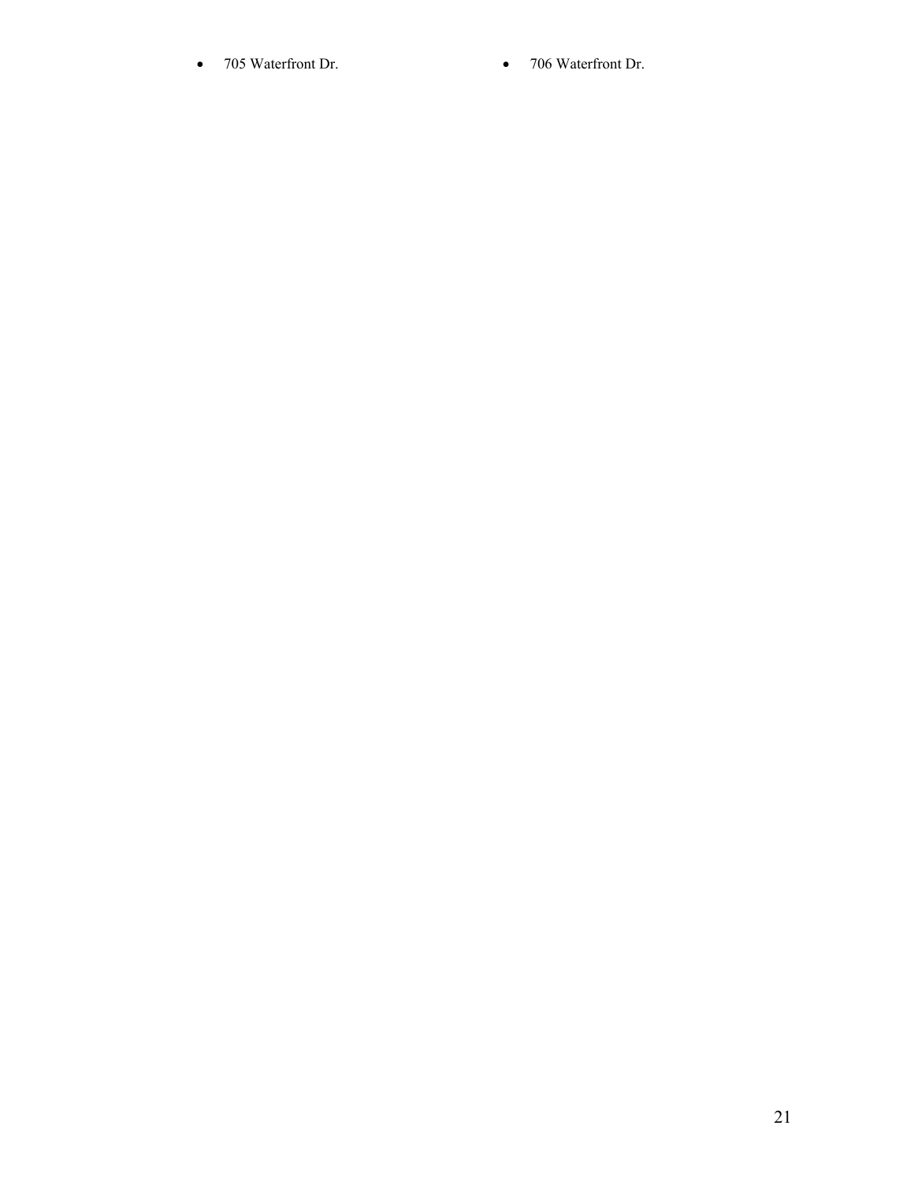- 705 Waterfront Dr.
- 706 Waterfront Dr.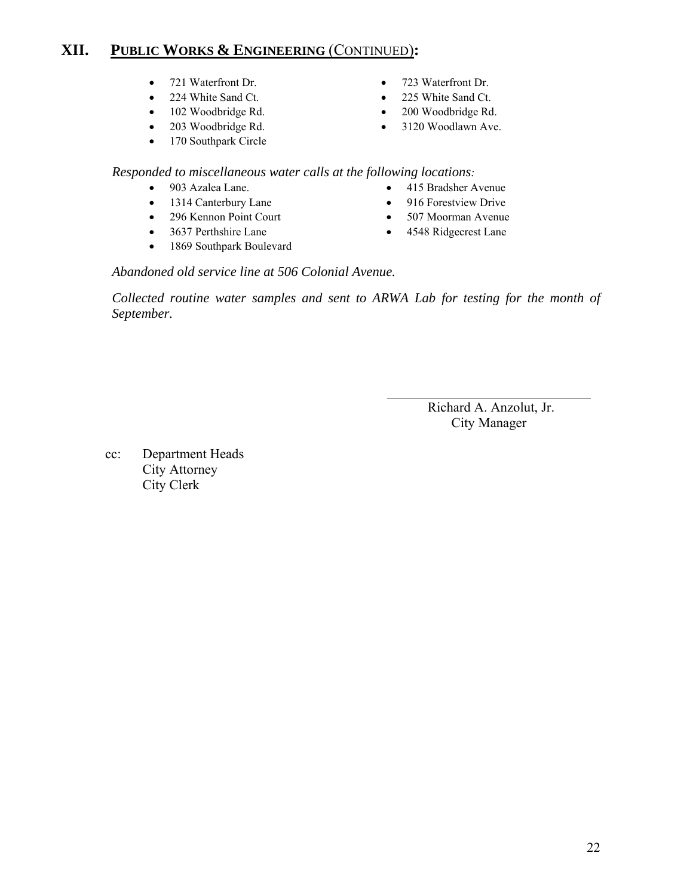## XII. PUBLIC WORKS & ENGINEERING (CONTINUED):

- 721 Waterfront Dr.
- 224 White Sand Ct.
- 102 Woodbridge Rd.
- 203 Woodbridge Rd.
- 170 Southpark Circle
- 723 Waterfront Dr.
- 225 White Sand Ct.
- 200 Woodbridge Rd.
- 3120 Woodlawn Ave.

*Responded to miscellaneous water calls at the following locations:*

- 903 Azalea Lane.
- 1314 Canterbury Lane
- 296 Kennon Point Court
- 3637 Perthshire Lane
- 1869 Southpark Boulevard
- 415 Bradsher Avenue
- 916 Forestview Drive
- 507 Moorman Avenue
- 4548 Ridgecrest Lane

*Abandoned old service line at 506 Colonial Avenue.*

*Collected routine water samples and sent to ARWA Lab for testing for the month of September.*

Richard A. Anzolut, Jr.
City Manager

cc: Department Heads
City Attorney
City Clerk